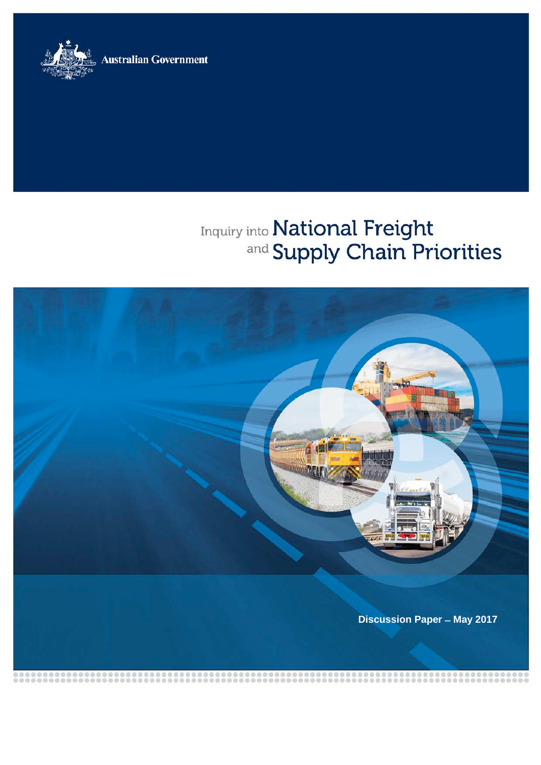Australian Government

# Inquiry into National Freight and Supply Chain Priorities

**Discussion Paper – May 2017**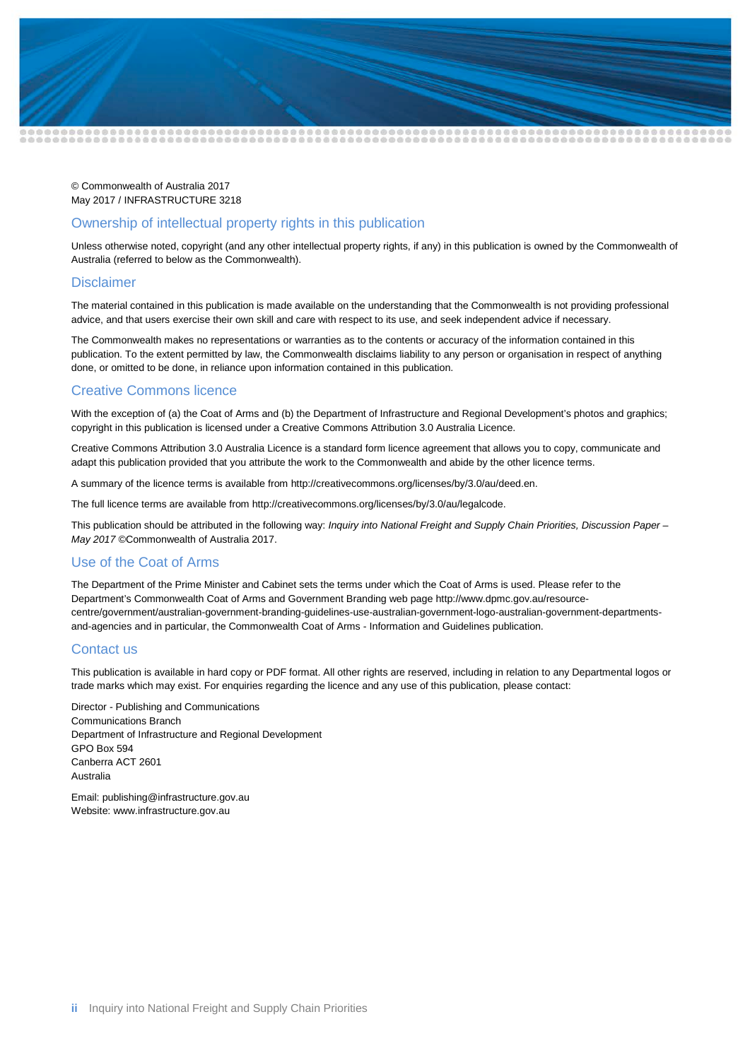© Commonwealth of Australia 2017
May 2017 / INFRASTRUCTURE 3218

## Ownership of intellectual property rights in this publication

Unless otherwise noted, copyright (and any other intellectual property rights, if any) in this publication is owned by the Commonwealth of Australia (referred to below as the Commonwealth).

## Disclaimer

The material contained in this publication is made available on the understanding that the Commonwealth is not providing professional advice, and that users exercise their own skill and care with respect to its use, and seek independent advice if necessary.

The Commonwealth makes no representations or warranties as to the contents or accuracy of the information contained in this publication. To the extent permitted by law, the Commonwealth disclaims liability to any person or organisation in respect of anything done, or omitted to be done, in reliance upon information contained in this publication.

## Creative Commons licence

With the exception of (a) the Coat of Arms and (b) the Department of Infrastructure and Regional Development's photos and graphics; copyright in this publication is licensed under a Creative Commons Attribution 3.0 Australia Licence.

Creative Commons Attribution 3.0 Australia Licence is a standard form licence agreement that allows you to copy, communicate and adapt this publication provided that you attribute the work to the Commonwealth and abide by the other licence terms.

A summary of the licence terms is available from http://creativecommons.org/licenses/by/3.0/au/deed.en.

The full licence terms are available from http://creativecommons.org/licenses/by/3.0/au/legalcode.

This publication should be attributed in the following way: *Inquiry into National Freight and Supply Chain Priorities, Discussion Paper – May 2017* ©Commonwealth of Australia 2017.

## Use of the Coat of Arms

The Department of the Prime Minister and Cabinet sets the terms under which the Coat of Arms is used. Please refer to the Department's Commonwealth Coat of Arms and Government Branding web page http://www.dpmc.gov.au/resource-centre/government/australian-government-branding-guidelines-use-australian-government-logo-australian-government-departments-and-agencies and in particular, the Commonwealth Coat of Arms - Information and Guidelines publication.

## Contact us

This publication is available in hard copy or PDF format. All other rights are reserved, including in relation to any Departmental logos or trade marks which may exist. For enquiries regarding the licence and any use of this publication, please contact:

Director - Publishing and Communications
Communications Branch
Department of Infrastructure and Regional Development
GPO Box 594
Canberra ACT 2601
Australia

Email: publishing@infrastructure.gov.au
Website: www.infrastructure.gov.au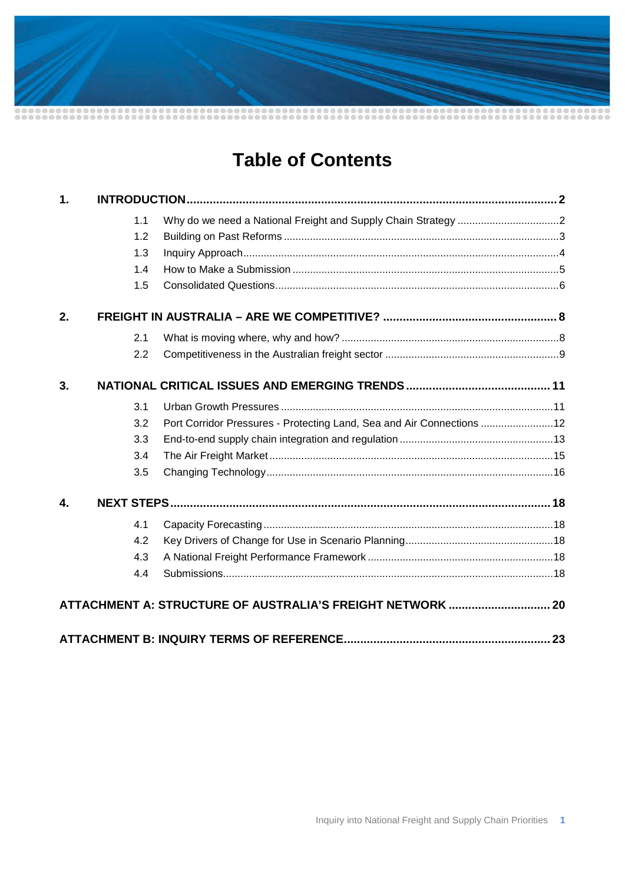# Table of Contents

| | | | |
|---|---|---|---|
| **1.** | **INTRODUCTION** | | **2** |
| | 1.1 | Why do we need a National Freight and Supply Chain Strategy | 2 |
| | 1.2 | Building on Past Reforms | 3 |
| | 1.3 | Inquiry Approach | 4 |
| | 1.4 | How to Make a Submission | 5 |
| | 1.5 | Consolidated Questions | 6 |
| **2.** | **FREIGHT IN AUSTRALIA – ARE WE COMPETITIVE?** | | **8** |
| | 2.1 | What is moving where, why and how? | 8 |
| | 2.2 | Competitiveness in the Australian freight sector | 9 |
| **3.** | **NATIONAL CRITICAL ISSUES AND EMERGING TRENDS** | | **11** |
| | 3.1 | Urban Growth Pressures | 11 |
| | 3.2 | Port Corridor Pressures - Protecting Land, Sea and Air Connections | 12 |
| | 3.3 | End-to-end supply chain integration and regulation | 13 |
| | 3.4 | The Air Freight Market | 15 |
| | 3.5 | Changing Technology | 16 |
| **4.** | **NEXT STEPS** | | **18** |
| | 4.1 | Capacity Forecasting | 18 |
| | 4.2 | Key Drivers of Change for Use in Scenario Planning | 18 |
| | 4.3 | A National Freight Performance Framework | 18 |
| | 4.4 | Submissions | 18 |
| **ATTACHMENT A: STRUCTURE OF AUSTRALIA'S FREIGHT NETWORK** | | | **20** |
| **ATTACHMENT B: INQUIRY TERMS OF REFERENCE** | | | **23** |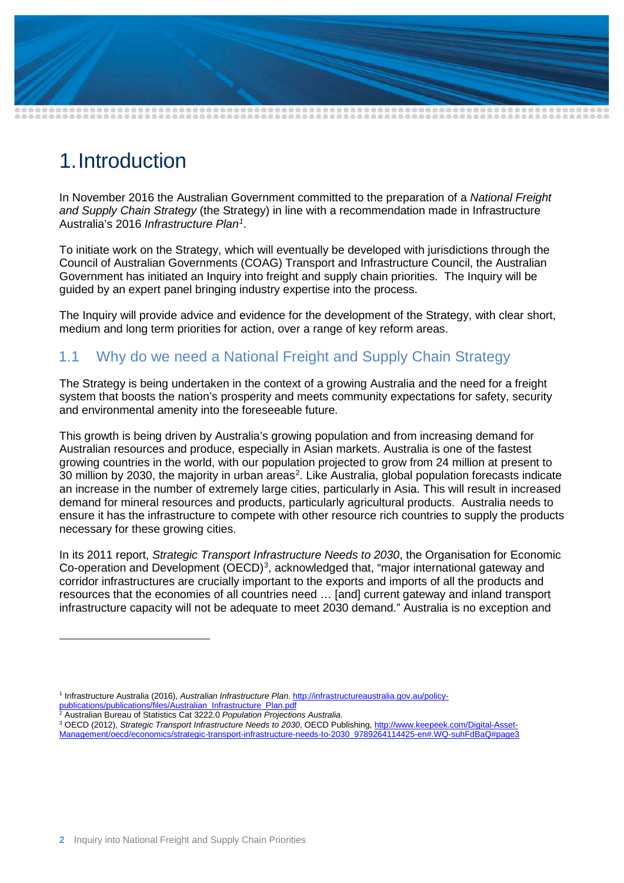# 1. Introduction

In November 2016 the Australian Government committed to the preparation of a *National Freight and Supply Chain Strategy* (the Strategy) in line with a recommendation made in Infrastructure Australia's 2016 *Infrastructure Plan*[1].

To initiate work on the Strategy, which will eventually be developed with jurisdictions through the Council of Australian Governments (COAG) Transport and Infrastructure Council, the Australian Government has initiated an Inquiry into freight and supply chain priorities. The Inquiry will be guided by an expert panel bringing industry expertise into the process.

The Inquiry will provide advice and evidence for the development of the Strategy, with clear short, medium and long term priorities for action, over a range of key reform areas.

## 1.1 Why do we need a National Freight and Supply Chain Strategy

The Strategy is being undertaken in the context of a growing Australia and the need for a freight system that boosts the nation's prosperity and meets community expectations for safety, security and environmental amenity into the foreseeable future.

This growth is being driven by Australia's growing population and from increasing demand for Australian resources and produce, especially in Asian markets. Australia is one of the fastest growing countries in the world, with our population projected to grow from 24 million at present to 30 million by 2030, the majority in urban areas[2]. Like Australia, global population forecasts indicate an increase in the number of extremely large cities, particularly in Asia. This will result in increased demand for mineral resources and products, particularly agricultural products. Australia needs to ensure it has the infrastructure to compete with other resource rich countries to supply the products necessary for these growing cities.

In its 2011 report, *Strategic Transport Infrastructure Needs to 2030*, the Organisation for Economic Co-operation and Development (OECD)[3], acknowledged that, "major international gateway and corridor infrastructures are crucially important to the exports and imports of all the products and resources that the economies of all countries need … [and] current gateway and inland transport infrastructure capacity will not be adequate to meet 2030 demand." Australia is no exception and

---

[1] Infrastructure Australia (2016), *Australian Infrastructure Plan*. http://infrastructureaustralia.gov.au/policy-publications/publications/files/Australian_Infrastructure_Plan.pdf

[2] Australian Bureau of Statistics Cat 3222.0 *Population Projections Australia*.

[3] OECD (2012), *Strategic Transport Infrastructure Needs to 2030*, OECD Publishing, http://www.keepeek.com/Digital-Asset-Management/oecd/economics/strategic-transport-infrastructure-needs-to-2030_9789264114425-en#.WQ-suhFdBaQ#page3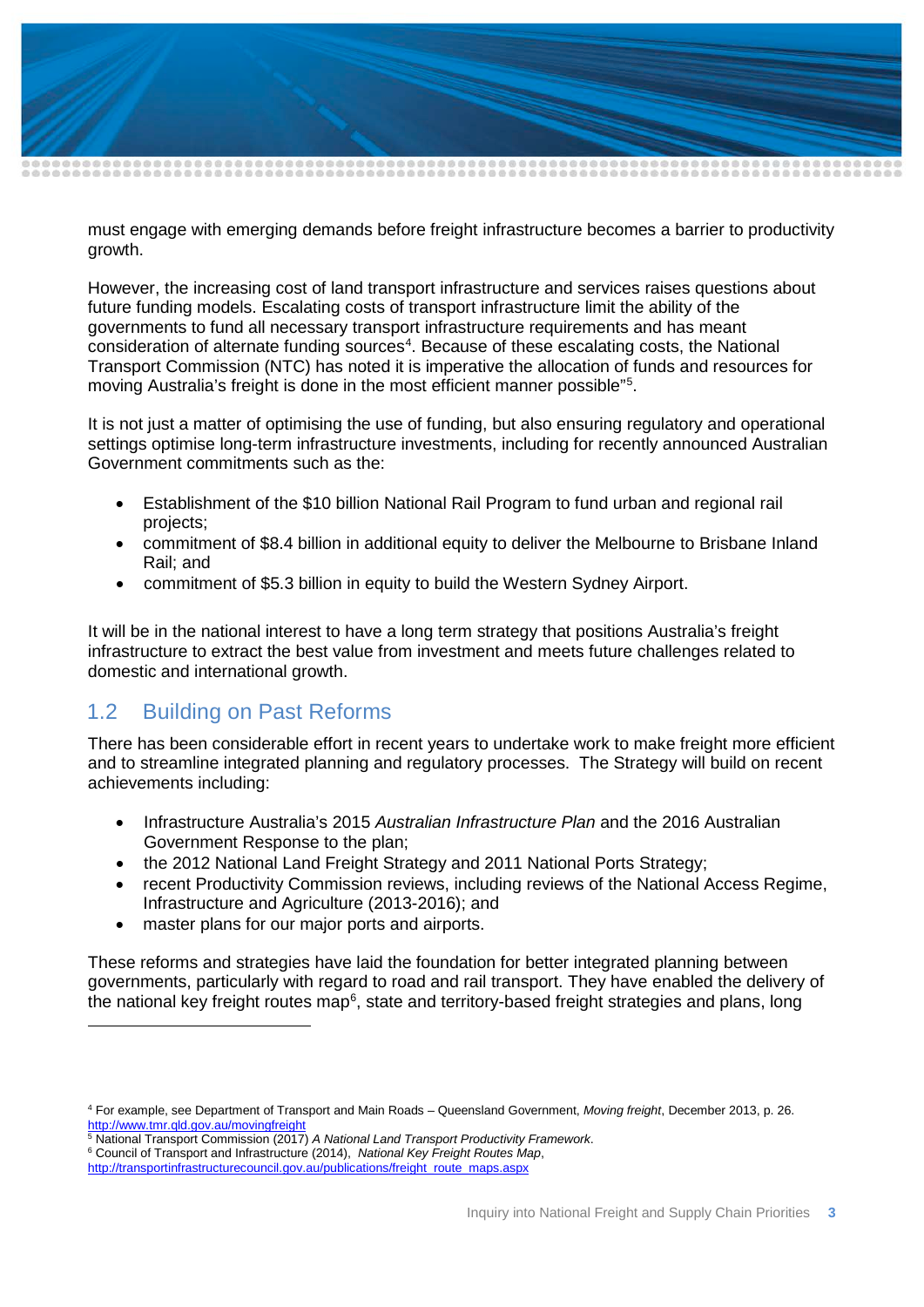must engage with emerging demands before freight infrastructure becomes a barrier to productivity growth.

However, the increasing cost of land transport infrastructure and services raises questions about future funding models. Escalating costs of transport infrastructure limit the ability of the governments to fund all necessary transport infrastructure requirements and has meant consideration of alternate funding sources[4]. Because of these escalating costs, the National Transport Commission (NTC) has noted it is imperative the allocation of funds and resources for moving Australia's freight is done in the most efficient manner possible"[5].

It is not just a matter of optimising the use of funding, but also ensuring regulatory and operational settings optimise long-term infrastructure investments, including for recently announced Australian Government commitments such as the:

- Establishment of the $10 billion National Rail Program to fund urban and regional rail projects;
- commitment of $8.4 billion in additional equity to deliver the Melbourne to Brisbane Inland Rail; and
- commitment of $5.3 billion in equity to build the Western Sydney Airport.

It will be in the national interest to have a long term strategy that positions Australia's freight infrastructure to extract the best value from investment and meets future challenges related to domestic and international growth.

## 1.2 Building on Past Reforms

There has been considerable effort in recent years to undertake work to make freight more efficient and to streamline integrated planning and regulatory processes. The Strategy will build on recent achievements including:

- Infrastructure Australia's 2015 *Australian Infrastructure Plan* and the 2016 Australian Government Response to the plan;
- the 2012 National Land Freight Strategy and 2011 National Ports Strategy;
- recent Productivity Commission reviews, including reviews of the National Access Regime, Infrastructure and Agriculture (2013-2016); and
- master plans for our major ports and airports.

These reforms and strategies have laid the foundation for better integrated planning between governments, particularly with regard to road and rail transport. They have enabled the delivery of the national key freight routes map[6], state and territory-based freight strategies and plans, long

---

[4] For example, see Department of Transport and Main Roads – Queensland Government, *Moving freight*, December 2013, p. 26. http://www.tmr.qld.gov.au/movingfreight

[5] National Transport Commission (2017) *A National Land Transport Productivity Framework*.

[6] Council of Transport and Infrastructure (2014), *National Key Freight Routes Map*, http://transportinfrastructurecouncil.gov.au/publications/freight_route_maps.aspx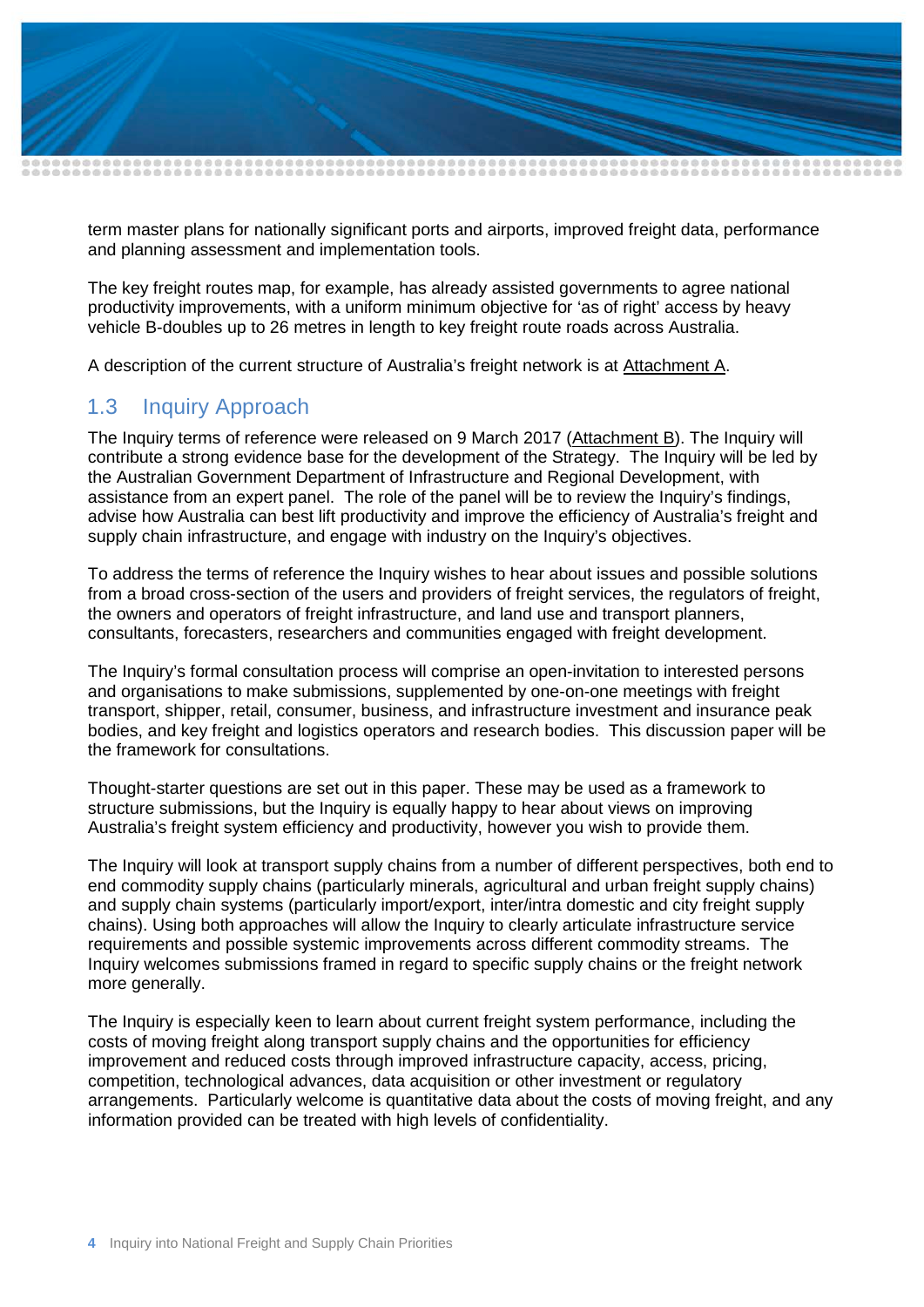term master plans for nationally significant ports and airports, improved freight data, performance and planning assessment and implementation tools.

The key freight routes map, for example, has already assisted governments to agree national productivity improvements, with a uniform minimum objective for 'as of right' access by heavy vehicle B-doubles up to 26 metres in length to key freight route roads across Australia.

A description of the current structure of Australia's freight network is at Attachment A.

## 1.3 Inquiry Approach

The Inquiry terms of reference were released on 9 March 2017 (Attachment B). The Inquiry will contribute a strong evidence base for the development of the Strategy. The Inquiry will be led by the Australian Government Department of Infrastructure and Regional Development, with assistance from an expert panel. The role of the panel will be to review the Inquiry's findings, advise how Australia can best lift productivity and improve the efficiency of Australia's freight and supply chain infrastructure, and engage with industry on the Inquiry's objectives.

To address the terms of reference the Inquiry wishes to hear about issues and possible solutions from a broad cross-section of the users and providers of freight services, the regulators of freight, the owners and operators of freight infrastructure, and land use and transport planners, consultants, forecasters, researchers and communities engaged with freight development.

The Inquiry's formal consultation process will comprise an open-invitation to interested persons and organisations to make submissions, supplemented by one-on-one meetings with freight transport, shipper, retail, consumer, business, and infrastructure investment and insurance peak bodies, and key freight and logistics operators and research bodies. This discussion paper will be the framework for consultations.

Thought-starter questions are set out in this paper. These may be used as a framework to structure submissions, but the Inquiry is equally happy to hear about views on improving Australia's freight system efficiency and productivity, however you wish to provide them.

The Inquiry will look at transport supply chains from a number of different perspectives, both end to end commodity supply chains (particularly minerals, agricultural and urban freight supply chains) and supply chain systems (particularly import/export, inter/intra domestic and city freight supply chains). Using both approaches will allow the Inquiry to clearly articulate infrastructure service requirements and possible systemic improvements across different commodity streams. The Inquiry welcomes submissions framed in regard to specific supply chains or the freight network more generally.

The Inquiry is especially keen to learn about current freight system performance, including the costs of moving freight along transport supply chains and the opportunities for efficiency improvement and reduced costs through improved infrastructure capacity, access, pricing, competition, technological advances, data acquisition or other investment or regulatory arrangements. Particularly welcome is quantitative data about the costs of moving freight, and any information provided can be treated with high levels of confidentiality.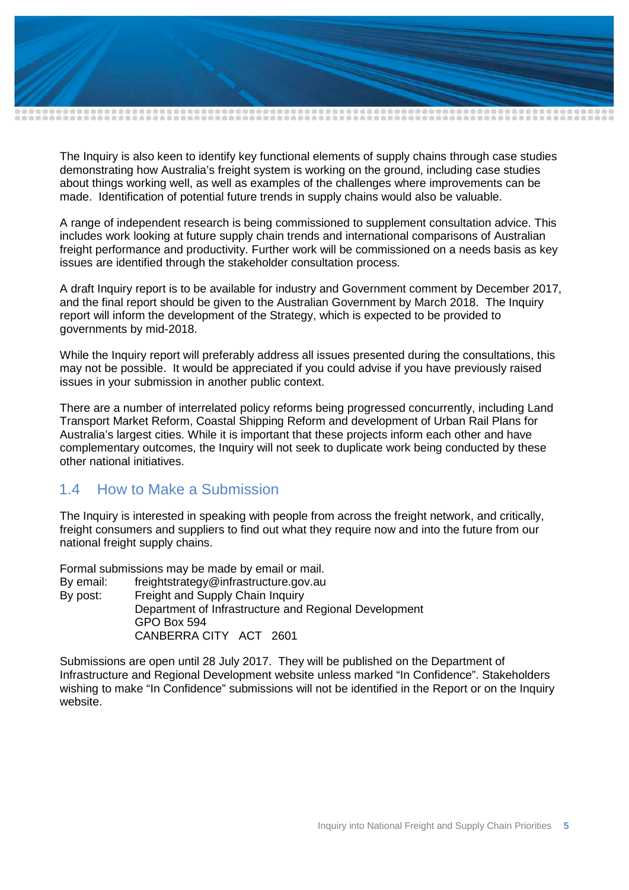The Inquiry is also keen to identify key functional elements of supply chains through case studies demonstrating how Australia's freight system is working on the ground, including case studies about things working well, as well as examples of the challenges where improvements can be made. Identification of potential future trends in supply chains would also be valuable.

A range of independent research is being commissioned to supplement consultation advice. This includes work looking at future supply chain trends and international comparisons of Australian freight performance and productivity. Further work will be commissioned on a needs basis as key issues are identified through the stakeholder consultation process.

A draft Inquiry report is to be available for industry and Government comment by December 2017, and the final report should be given to the Australian Government by March 2018. The Inquiry report will inform the development of the Strategy, which is expected to be provided to governments by mid-2018.

While the Inquiry report will preferably address all issues presented during the consultations, this may not be possible. It would be appreciated if you could advise if you have previously raised issues in your submission in another public context.

There are a number of interrelated policy reforms being progressed concurrently, including Land Transport Market Reform, Coastal Shipping Reform and development of Urban Rail Plans for Australia's largest cities. While it is important that these projects inform each other and have complementary outcomes, the Inquiry will not seek to duplicate work being conducted by these other national initiatives.

## 1.4 How to Make a Submission

The Inquiry is interested in speaking with people from across the freight network, and critically, freight consumers and suppliers to find out what they require now and into the future from our national freight supply chains.

Formal submissions may be made by email or mail.

By email: freightstrategy@infrastructure.gov.au

By post: Freight and Supply Chain Inquiry
Department of Infrastructure and Regional Development
GPO Box 594
CANBERRA CITY ACT 2601

Submissions are open until 28 July 2017. They will be published on the Department of Infrastructure and Regional Development website unless marked "In Confidence". Stakeholders wishing to make "In Confidence" submissions will not be identified in the Report or on the Inquiry website.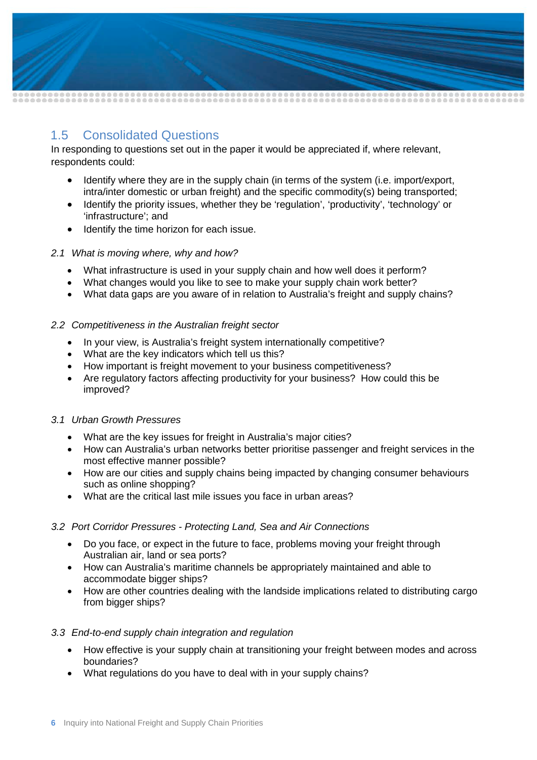## 1.5 Consolidated Questions

In responding to questions set out in the paper it would be appreciated if, where relevant, respondents could:

- Identify where they are in the supply chain (in terms of the system (i.e. import/export, intra/inter domestic or urban freight) and the specific commodity(s) being transported;
- Identify the priority issues, whether they be 'regulation', 'productivity', 'technology' or 'infrastructure'; and
- Identify the time horizon for each issue.

*2.1 What is moving where, why and how?*

- What infrastructure is used in your supply chain and how well does it perform?
- What changes would you like to see to make your supply chain work better?
- What data gaps are you aware of in relation to Australia's freight and supply chains?

*2.2 Competitiveness in the Australian freight sector*

- In your view, is Australia's freight system internationally competitive?
- What are the key indicators which tell us this?
- How important is freight movement to your business competitiveness?
- Are regulatory factors affecting productivity for your business? How could this be improved?

*3.1 Urban Growth Pressures*

- What are the key issues for freight in Australia's major cities?
- How can Australia's urban networks better prioritise passenger and freight services in the most effective manner possible?
- How are our cities and supply chains being impacted by changing consumer behaviours such as online shopping?
- What are the critical last mile issues you face in urban areas?

*3.2 Port Corridor Pressures - Protecting Land, Sea and Air Connections*

- Do you face, or expect in the future to face, problems moving your freight through Australian air, land or sea ports?
- How can Australia's maritime channels be appropriately maintained and able to accommodate bigger ships?
- How are other countries dealing with the landside implications related to distributing cargo from bigger ships?

*3.3 End-to-end supply chain integration and regulation*

- How effective is your supply chain at transitioning your freight between modes and across boundaries?
- What regulations do you have to deal with in your supply chains?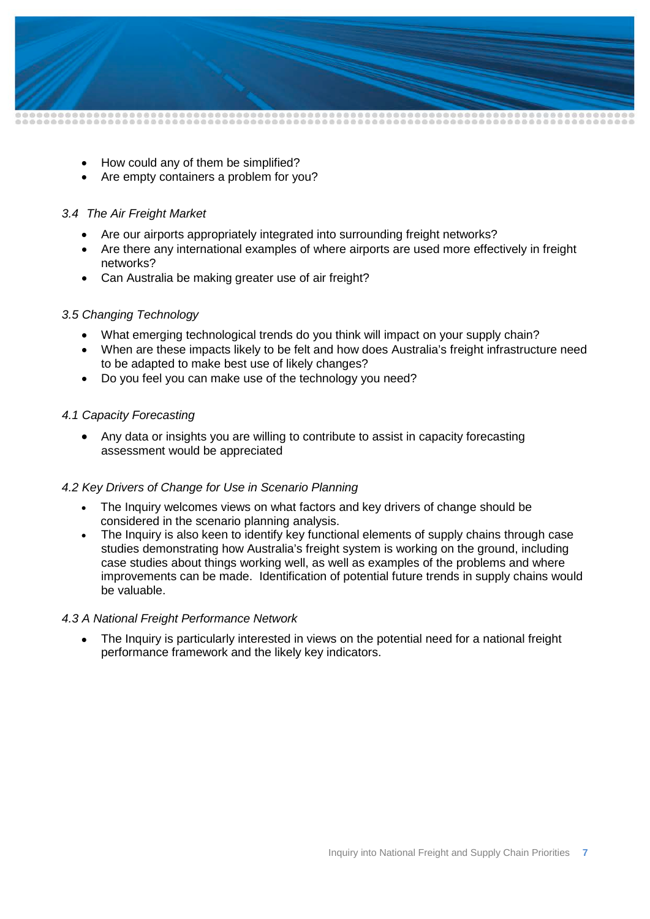- How could any of them be simplified?
- Are empty containers a problem for you?

*3.4 The Air Freight Market*

- Are our airports appropriately integrated into surrounding freight networks?
- Are there any international examples of where airports are used more effectively in freight networks?
- Can Australia be making greater use of air freight?

*3.5 Changing Technology*

- What emerging technological trends do you think will impact on your supply chain?
- When are these impacts likely to be felt and how does Australia's freight infrastructure need to be adapted to make best use of likely changes?
- Do you feel you can make use of the technology you need?

*4.1 Capacity Forecasting*

- Any data or insights you are willing to contribute to assist in capacity forecasting assessment would be appreciated

*4.2 Key Drivers of Change for Use in Scenario Planning*

- The Inquiry welcomes views on what factors and key drivers of change should be considered in the scenario planning analysis.
- The Inquiry is also keen to identify key functional elements of supply chains through case studies demonstrating how Australia's freight system is working on the ground, including case studies about things working well, as well as examples of the problems and where improvements can be made. Identification of potential future trends in supply chains would be valuable.

*4.3 A National Freight Performance Network*

- The Inquiry is particularly interested in views on the potential need for a national freight performance framework and the likely key indicators.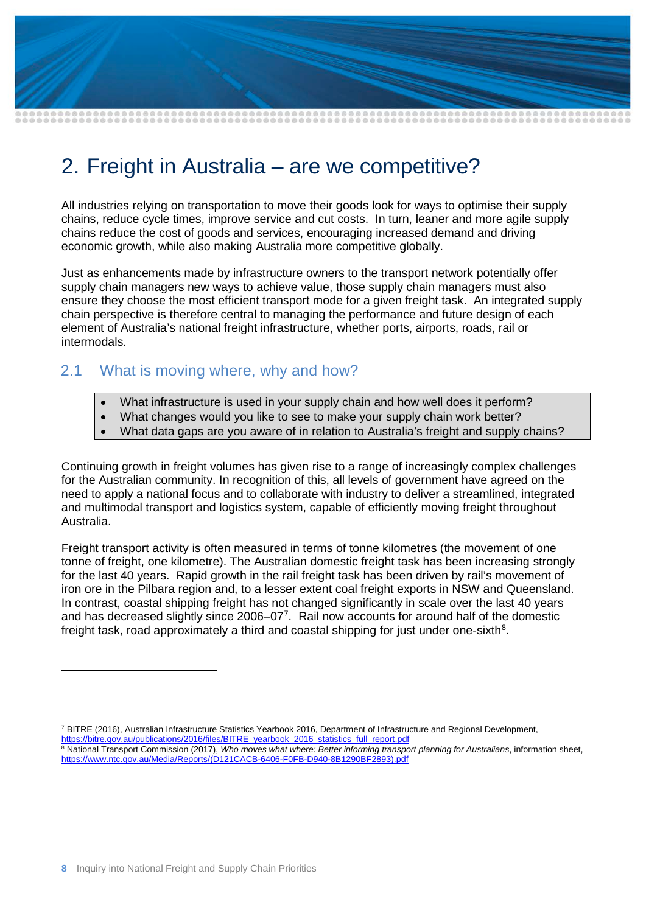# 2. Freight in Australia – are we competitive?

All industries relying on transportation to move their goods look for ways to optimise their supply chains, reduce cycle times, improve service and cut costs. In turn, leaner and more agile supply chains reduce the cost of goods and services, encouraging increased demand and driving economic growth, while also making Australia more competitive globally.

Just as enhancements made by infrastructure owners to the transport network potentially offer supply chain managers new ways to achieve value, those supply chain managers must also ensure they choose the most efficient transport mode for a given freight task. An integrated supply chain perspective is therefore central to managing the performance and future design of each element of Australia's national freight infrastructure, whether ports, airports, roads, rail or intermodals.

## 2.1 What is moving where, why and how?

- What infrastructure is used in your supply chain and how well does it perform?
- What changes would you like to see to make your supply chain work better?
- What data gaps are you aware of in relation to Australia's freight and supply chains?

Continuing growth in freight volumes has given rise to a range of increasingly complex challenges for the Australian community. In recognition of this, all levels of government have agreed on the need to apply a national focus and to collaborate with industry to deliver a streamlined, integrated and multimodal transport and logistics system, capable of efficiently moving freight throughout Australia.

Freight transport activity is often measured in terms of tonne kilometres (the movement of one tonne of freight, one kilometre). The Australian domestic freight task has been increasing strongly for the last 40 years. Rapid growth in the rail freight task has been driven by rail's movement of iron ore in the Pilbara region and, to a lesser extent coal freight exports in NSW and Queensland. In contrast, coastal shipping freight has not changed significantly in scale over the last 40 years and has decreased slightly since 2006–07[7]. Rail now accounts for around half of the domestic freight task, road approximately a third and coastal shipping for just under one-sixth[8].

[7] BITRE (2016), Australian Infrastructure Statistics Yearbook 2016, Department of Infrastructure and Regional Development, https://bitre.gov.au/publications/2016/files/BITRE_yearbook_2016_statistics_full_report.pdf

[8] National Transport Commission (2017), *Who moves what where: Better informing transport planning for Australians*, information sheet, https://www.ntc.gov.au/Media/Reports/(D121CACB-6406-F0FB-D940-8B1290BF2893).pdf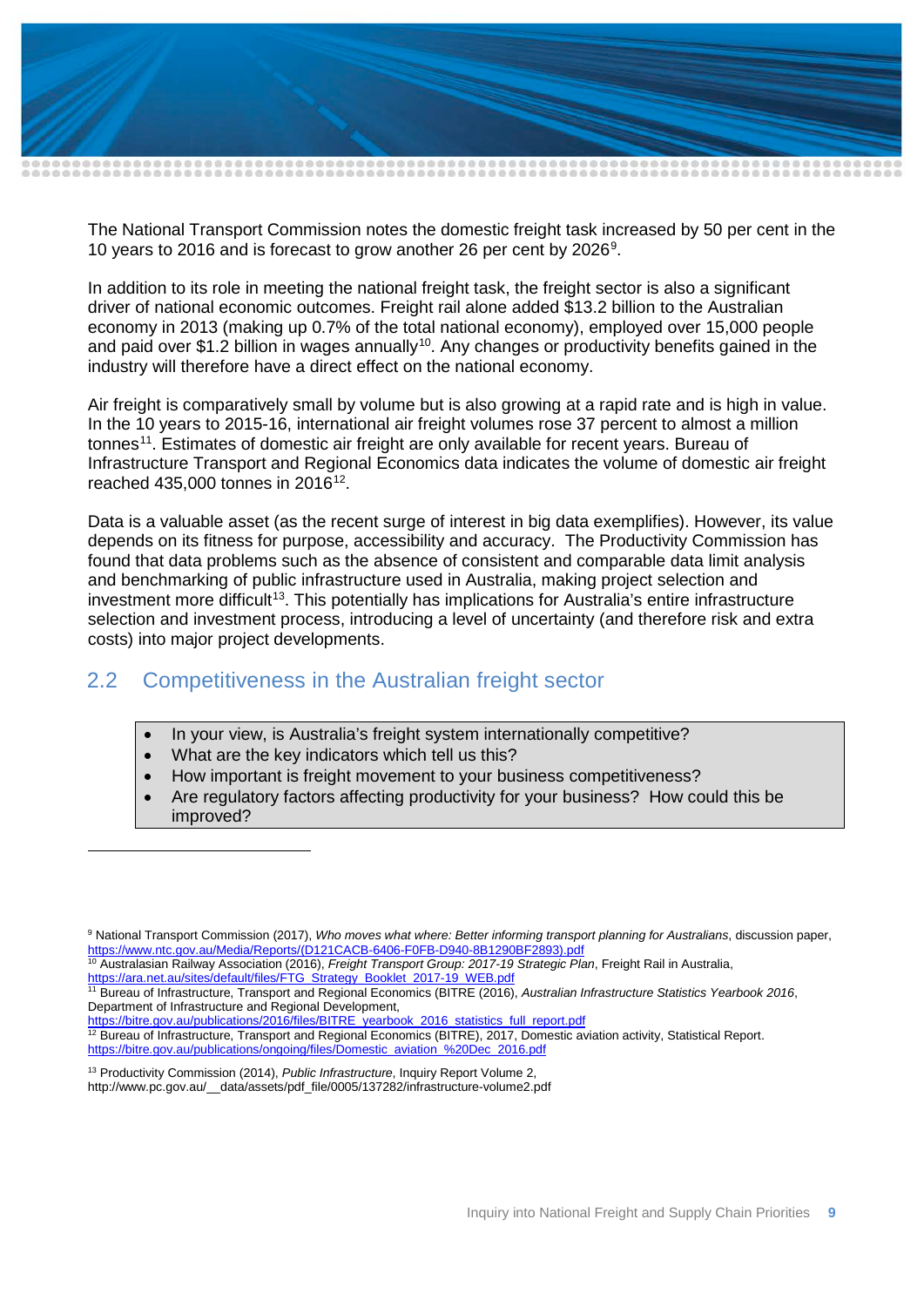The National Transport Commission notes the domestic freight task increased by 50 per cent in the 10 years to 2016 and is forecast to grow another 26 per cent by 2026[9].

In addition to its role in meeting the national freight task, the freight sector is also a significant driver of national economic outcomes. Freight rail alone added $13.2 billion to the Australian economy in 2013 (making up 0.7% of the total national economy), employed over 15,000 people and paid over $1.2 billion in wages annually[10]. Any changes or productivity benefits gained in the industry will therefore have a direct effect on the national economy.

Air freight is comparatively small by volume but is also growing at a rapid rate and is high in value. In the 10 years to 2015-16, international air freight volumes rose 37 percent to almost a million tonnes[11]. Estimates of domestic air freight are only available for recent years. Bureau of Infrastructure Transport and Regional Economics data indicates the volume of domestic air freight reached 435,000 tonnes in 2016[12].

Data is a valuable asset (as the recent surge of interest in big data exemplifies). However, its value depends on its fitness for purpose, accessibility and accuracy. The Productivity Commission has found that data problems such as the absence of consistent and comparable data limit analysis and benchmarking of public infrastructure used in Australia, making project selection and investment more difficult[13]. This potentially has implications for Australia's entire infrastructure selection and investment process, introducing a level of uncertainty (and therefore risk and extra costs) into major project developments.

## 2.2 Competitiveness in the Australian freight sector

- In your view, is Australia's freight system internationally competitive?
- What are the key indicators which tell us this?
- How important is freight movement to your business competitiveness?
- Are regulatory factors affecting productivity for your business? How could this be improved?

---

[9] National Transport Commission (2017), *Who moves what where: Better informing transport planning for Australians*, discussion paper, https://www.ntc.gov.au/Media/Reports/(D121CACB-6406-F0FB-D940-8B1290BF2893).pdf

[10] Australasian Railway Association (2016), *Freight Transport Group: 2017-19 Strategic Plan*, Freight Rail in Australia, https://ara.net.au/sites/default/files/FTG_Strategy_Booklet_2017-19_WEB.pdf

[11] Bureau of Infrastructure, Transport and Regional Economics (BITRE (2016), *Australian Infrastructure Statistics Yearbook 2016*, Department of Infrastructure and Regional Development, https://bitre.gov.au/publications/2016/files/BITRE_yearbook_2016_statistics_full_report.pdf

[12] Bureau of Infrastructure, Transport and Regional Economics (BITRE), 2017, Domestic aviation activity, Statistical Report. https://bitre.gov.au/publications/ongoing/files/Domestic_aviation_%20Dec_2016.pdf

[13] Productivity Commission (2014), *Public Infrastructure*, Inquiry Report Volume 2, http://www.pc.gov.au/__data/assets/pdf_file/0005/137282/infrastructure-volume2.pdf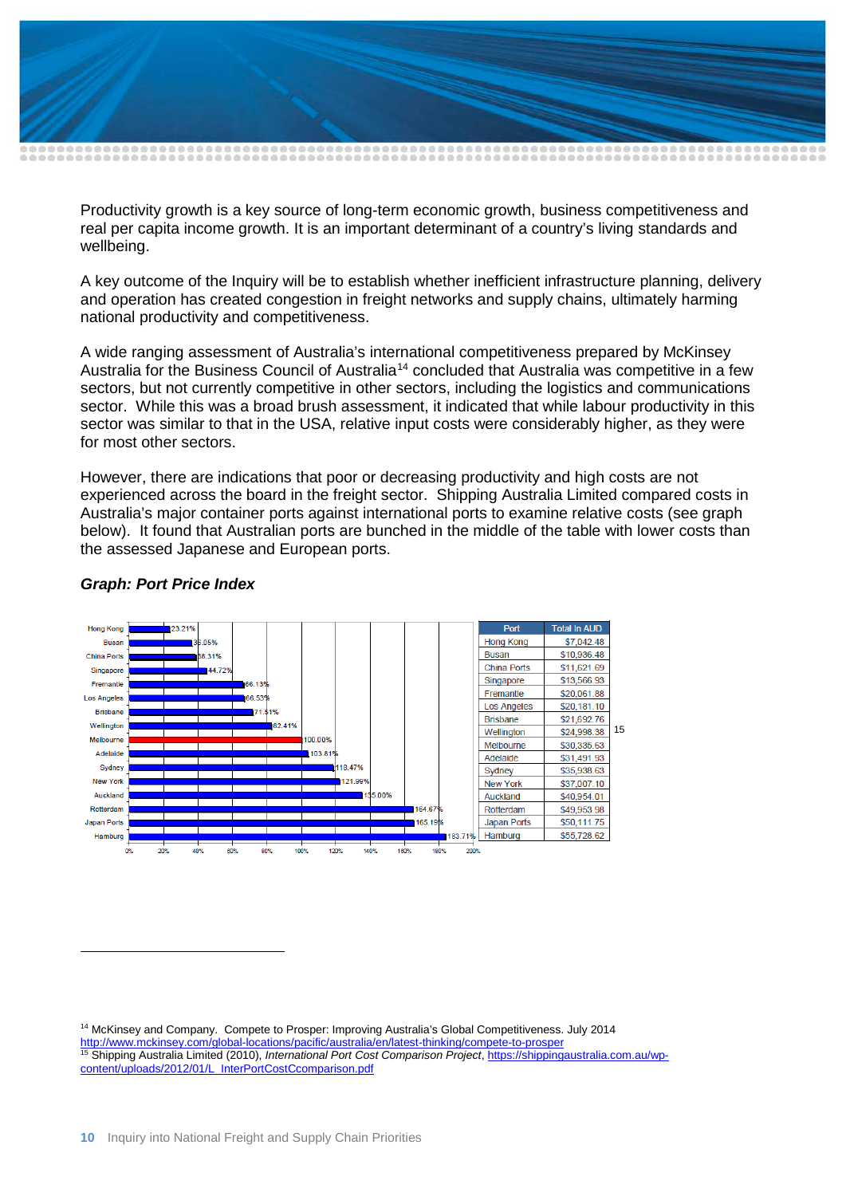Productivity growth is a key source of long-term economic growth, business competitiveness and real per capita income growth. It is an important determinant of a country's living standards and wellbeing.

A key outcome of the Inquiry will be to establish whether inefficient infrastructure planning, delivery and operation has created congestion in freight networks and supply chains, ultimately harming national productivity and competitiveness.

A wide ranging assessment of Australia's international competitiveness prepared by McKinsey Australia for the Business Council of Australia[14] concluded that Australia was competitive in a few sectors, but not currently competitive in other sectors, including the logistics and communications sector. While this was a broad brush assessment, it indicated that while labour productivity in this sector was similar to that in the USA, relative input costs were considerably higher, as they were for most other sectors.

However, there are indications that poor or decreasing productivity and high costs are not experienced across the board in the freight sector. Shipping Australia Limited compared costs in Australia's major container ports against international ports to examine relative costs (see graph below). It found that Australian ports are bunched in the middle of the table with lower costs than the assessed Japanese and European ports.

***Graph: Port Price Index***

| Port | Index (Melbourne = 100%) | Total in AUD |
|---|---|---|
| Hong Kong | 23.21% | $7,042.48 |
| Busan | 36.05% | $10,936.48 |
| China Ports | 38.31% | $11,621.69 |
| Singapore | 44.72% | $13,566.93 |
| Fremantle | 66.13% | $20,061.88 |
| Los Angeles | 66.53% | $20,181.10 |
| Brisbane | 71.51% | $21,692.76 |
| Wellington | 82.41% | $24,998.38 |
| Melbourne | 100.00% | $30,335.63 |
| Adelaide | 103.81% | $31,491.93 |
| Sydney | 118.47% | $35,938.63 |
| New York | 121.99% | $37,007.10 |
| Auckland | 135.00% | $40,954.01 |
| Rotterdam | 164.67% | $49,953.98 |
| Japan Ports | 165.19% | $50,111.75 |
| Hamburg | 183.71% | $55,728.62 |

[15]

---

[14] McKinsey and Company. Compete to Prosper: Improving Australia's Global Competitiveness. July 2014 http://www.mckinsey.com/global-locations/pacific/australia/en/latest-thinking/compete-to-prosper

[15] Shipping Australia Limited (2010), *International Port Cost Comparison Project*, https://shippingaustralia.com.au/wp-content/uploads/2012/01/L_InterPortCostCcomparison.pdf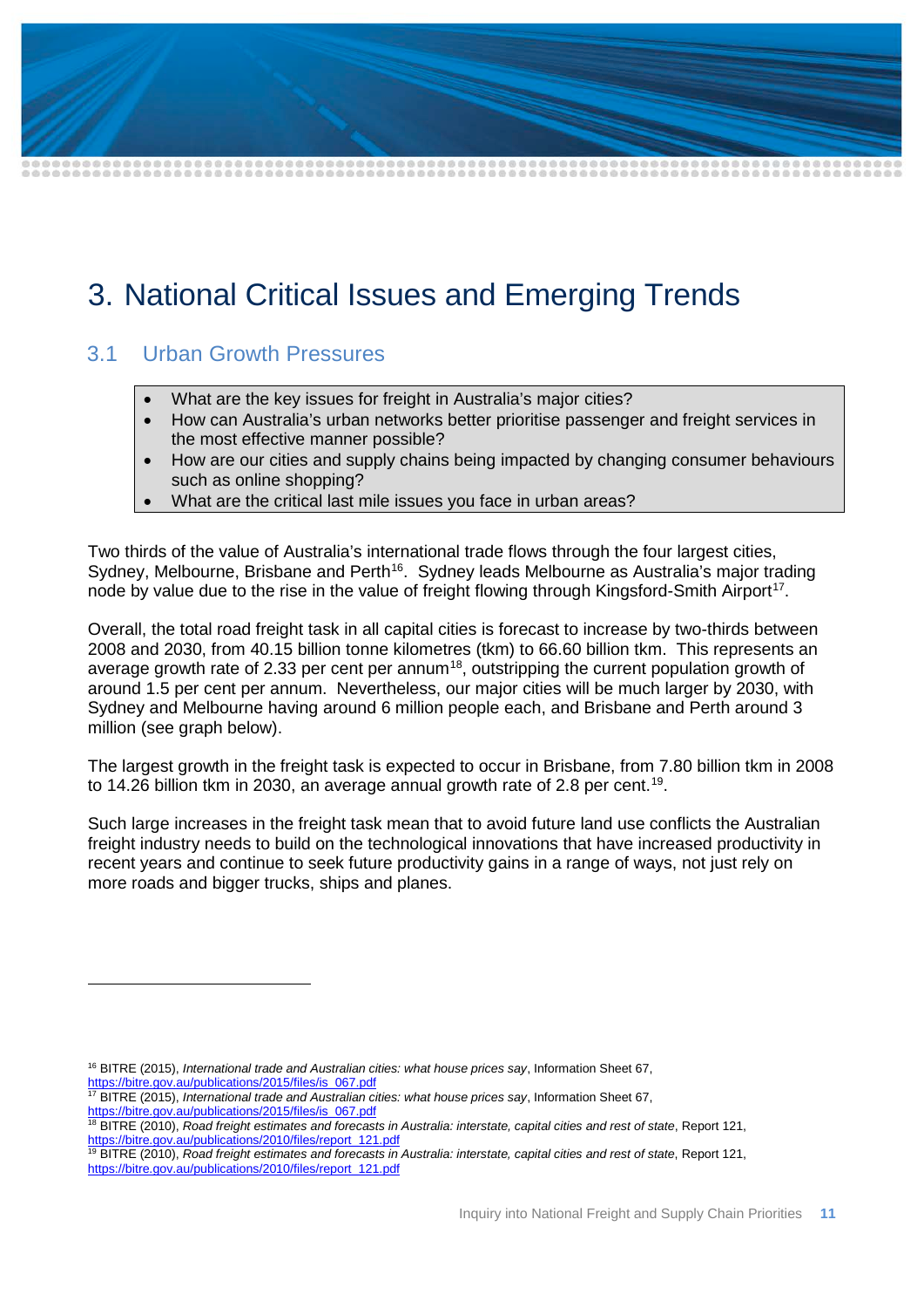# 3. National Critical Issues and Emerging Trends

## 3.1 Urban Growth Pressures

- What are the key issues for freight in Australia's major cities?
- How can Australia's urban networks better prioritise passenger and freight services in the most effective manner possible?
- How are our cities and supply chains being impacted by changing consumer behaviours such as online shopping?
- What are the critical last mile issues you face in urban areas?

Two thirds of the value of Australia's international trade flows through the four largest cities, Sydney, Melbourne, Brisbane and Perth[16]. Sydney leads Melbourne as Australia's major trading node by value due to the rise in the value of freight flowing through Kingsford-Smith Airport[17].

Overall, the total road freight task in all capital cities is forecast to increase by two-thirds between 2008 and 2030, from 40.15 billion tonne kilometres (tkm) to 66.60 billion tkm. This represents an average growth rate of 2.33 per cent per annum[18], outstripping the current population growth of around 1.5 per cent per annum. Nevertheless, our major cities will be much larger by 2030, with Sydney and Melbourne having around 6 million people each, and Brisbane and Perth around 3 million (see graph below).

The largest growth in the freight task is expected to occur in Brisbane, from 7.80 billion tkm in 2008 to 14.26 billion tkm in 2030, an average annual growth rate of 2.8 per cent.[19].

Such large increases in the freight task mean that to avoid future land use conflicts the Australian freight industry needs to build on the technological innovations that have increased productivity in recent years and continue to seek future productivity gains in a range of ways, not just rely on more roads and bigger trucks, ships and planes.

---

[16] BITRE (2015), *International trade and Australian cities: what house prices say*, Information Sheet 67, https://bitre.gov.au/publications/2015/files/is_067.pdf

[17] BITRE (2015), *International trade and Australian cities: what house prices say*, Information Sheet 67, https://bitre.gov.au/publications/2015/files/is_067.pdf

[18] BITRE (2010), *Road freight estimates and forecasts in Australia: interstate, capital cities and rest of state*, Report 121, https://bitre.gov.au/publications/2010/files/report_121.pdf

[19] BITRE (2010), *Road freight estimates and forecasts in Australia: interstate, capital cities and rest of state*, Report 121, https://bitre.gov.au/publications/2010/files/report_121.pdf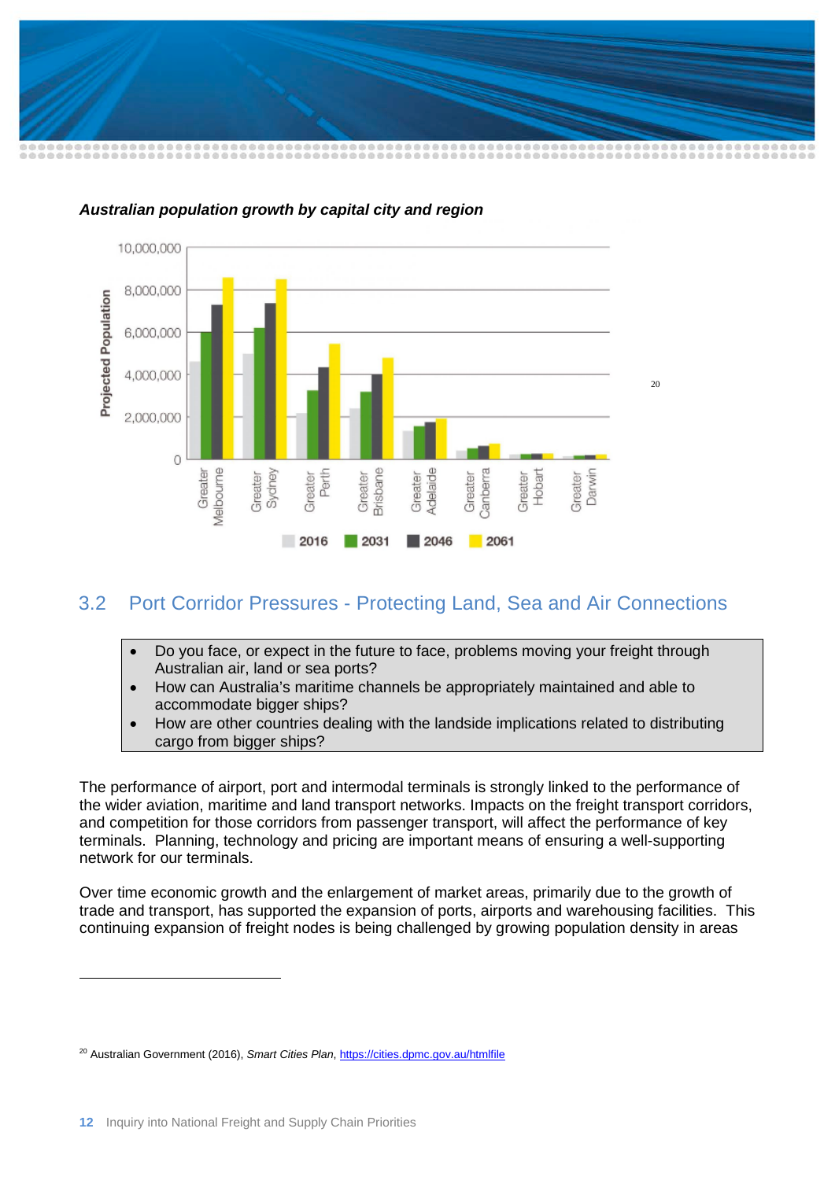***Australian population growth by capital city and region***

[20]

## 3.2 Port Corridor Pressures - Protecting Land, Sea and Air Connections

- Do you face, or expect in the future to face, problems moving your freight through Australian air, land or sea ports?
- How can Australia's maritime channels be appropriately maintained and able to accommodate bigger ships?
- How are other countries dealing with the landside implications related to distributing cargo from bigger ships?

The performance of airport, port and intermodal terminals is strongly linked to the performance of the wider aviation, maritime and land transport networks. Impacts on the freight transport corridors, and competition for those corridors from passenger transport, will affect the performance of key terminals. Planning, technology and pricing are important means of ensuring a well-supporting network for our terminals.

Over time economic growth and the enlargement of market areas, primarily due to the growth of trade and transport, has supported the expansion of ports, airports and warehousing facilities. This continuing expansion of freight nodes is being challenged by growing population density in areas

---

[20] Australian Government (2016), *Smart Cities Plan*, https://cities.dpmc.gov.au/htmlfile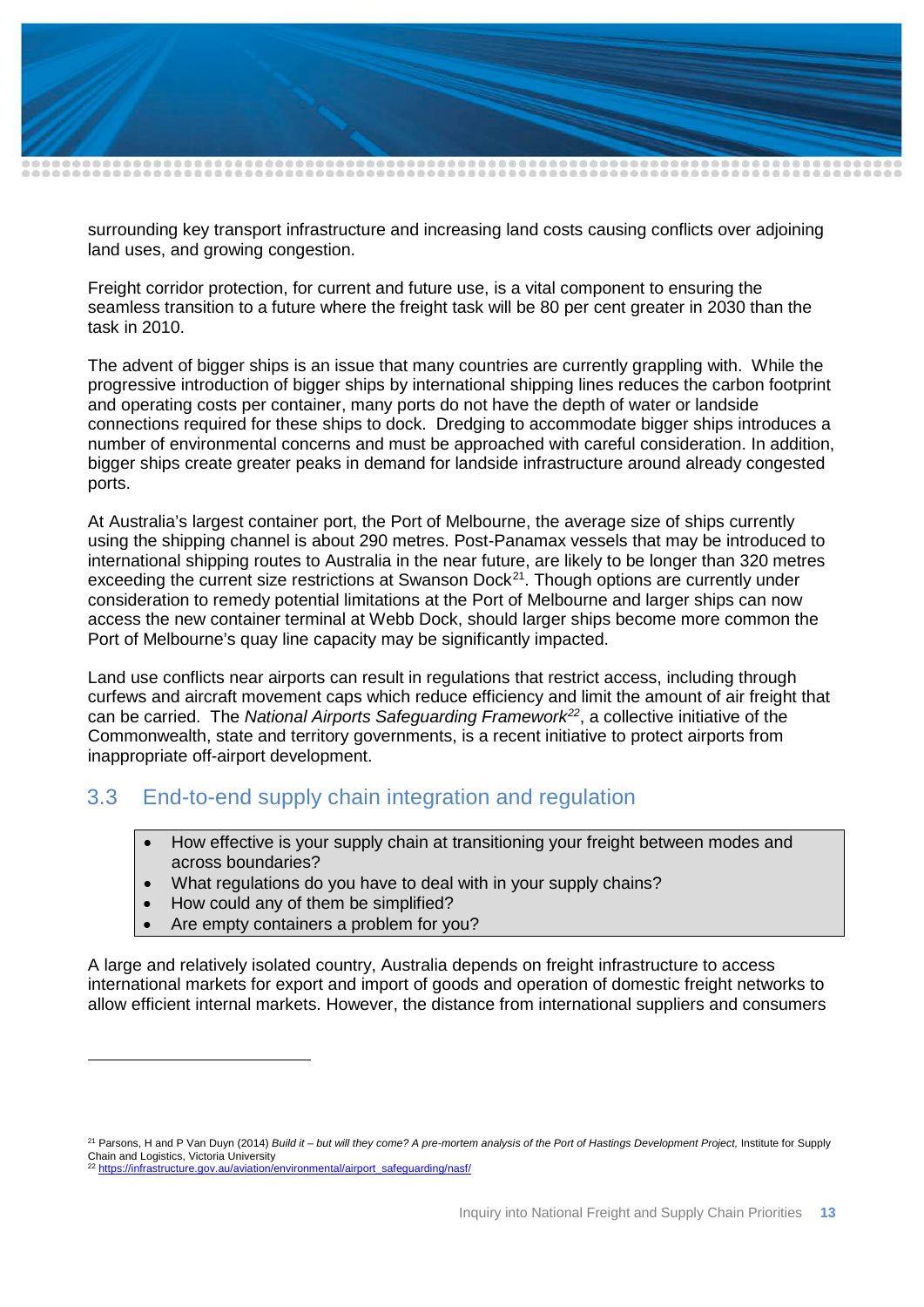surrounding key transport infrastructure and increasing land costs causing conflicts over adjoining land uses, and growing congestion.

Freight corridor protection, for current and future use, is a vital component to ensuring the seamless transition to a future where the freight task will be 80 per cent greater in 2030 than the task in 2010.

The advent of bigger ships is an issue that many countries are currently grappling with. While the progressive introduction of bigger ships by international shipping lines reduces the carbon footprint and operating costs per container, many ports do not have the depth of water or landside connections required for these ships to dock. Dredging to accommodate bigger ships introduces a number of environmental concerns and must be approached with careful consideration. In addition, bigger ships create greater peaks in demand for landside infrastructure around already congested ports.

At Australia's largest container port, the Port of Melbourne, the average size of ships currently using the shipping channel is about 290 metres. Post-Panamax vessels that may be introduced to international shipping routes to Australia in the near future, are likely to be longer than 320 metres exceeding the current size restrictions at Swanson Dock[21]. Though options are currently under consideration to remedy potential limitations at the Port of Melbourne and larger ships can now access the new container terminal at Webb Dock, should larger ships become more common the Port of Melbourne's quay line capacity may be significantly impacted.

Land use conflicts near airports can result in regulations that restrict access, including through curfews and aircraft movement caps which reduce efficiency and limit the amount of air freight that can be carried. The *National Airports Safeguarding Framework*[22], a collective initiative of the Commonwealth, state and territory governments, is a recent initiative to protect airports from inappropriate off-airport development.

## 3.3 End-to-end supply chain integration and regulation

- How effective is your supply chain at transitioning your freight between modes and across boundaries?
- What regulations do you have to deal with in your supply chains?
- How could any of them be simplified?
- Are empty containers a problem for you?

A large and relatively isolated country, Australia depends on freight infrastructure to access international markets for export and import of goods and operation of domestic freight networks to allow efficient internal markets. However, the distance from international suppliers and consumers

---

[21] Parsons, H and P Van Duyn (2014) *Build it – but will they come? A pre-mortem analysis of the Port of Hastings Development Project,* Institute for Supply Chain and Logistics, Victoria University

[22] https://infrastructure.gov.au/aviation/environmental/airport_safeguarding/nasf/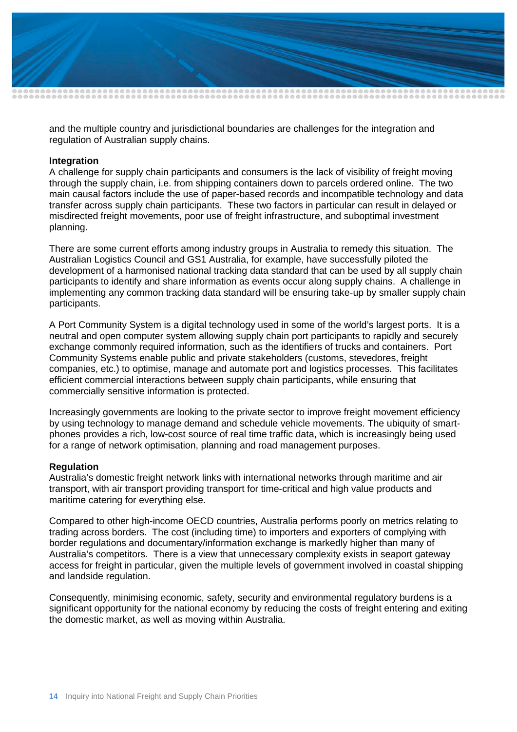and the multiple country and jurisdictional boundaries are challenges for the integration and regulation of Australian supply chains.

**Integration**

A challenge for supply chain participants and consumers is the lack of visibility of freight moving through the supply chain, i.e. from shipping containers down to parcels ordered online. The two main causal factors include the use of paper-based records and incompatible technology and data transfer across supply chain participants. These two factors in particular can result in delayed or misdirected freight movements, poor use of freight infrastructure, and suboptimal investment planning.

There are some current efforts among industry groups in Australia to remedy this situation. The Australian Logistics Council and GS1 Australia, for example, have successfully piloted the development of a harmonised national tracking data standard that can be used by all supply chain participants to identify and share information as events occur along supply chains. A challenge in implementing any common tracking data standard will be ensuring take-up by smaller supply chain participants.

A Port Community System is a digital technology used in some of the world's largest ports. It is a neutral and open computer system allowing supply chain port participants to rapidly and securely exchange commonly required information, such as the identifiers of trucks and containers. Port Community Systems enable public and private stakeholders (customs, stevedores, freight companies, etc.) to optimise, manage and automate port and logistics processes. This facilitates efficient commercial interactions between supply chain participants, while ensuring that commercially sensitive information is protected.

Increasingly governments are looking to the private sector to improve freight movement efficiency by using technology to manage demand and schedule vehicle movements. The ubiquity of smart-phones provides a rich, low-cost source of real time traffic data, which is increasingly being used for a range of network optimisation, planning and road management purposes.

**Regulation**

Australia's domestic freight network links with international networks through maritime and air transport, with air transport providing transport for time-critical and high value products and maritime catering for everything else.

Compared to other high-income OECD countries, Australia performs poorly on metrics relating to trading across borders. The cost (including time) to importers and exporters of complying with border regulations and documentary/information exchange is markedly higher than many of Australia's competitors. There is a view that unnecessary complexity exists in seaport gateway access for freight in particular, given the multiple levels of government involved in coastal shipping and landside regulation.

Consequently, minimising economic, safety, security and environmental regulatory burdens is a significant opportunity for the national economy by reducing the costs of freight entering and exiting the domestic market, as well as moving within Australia.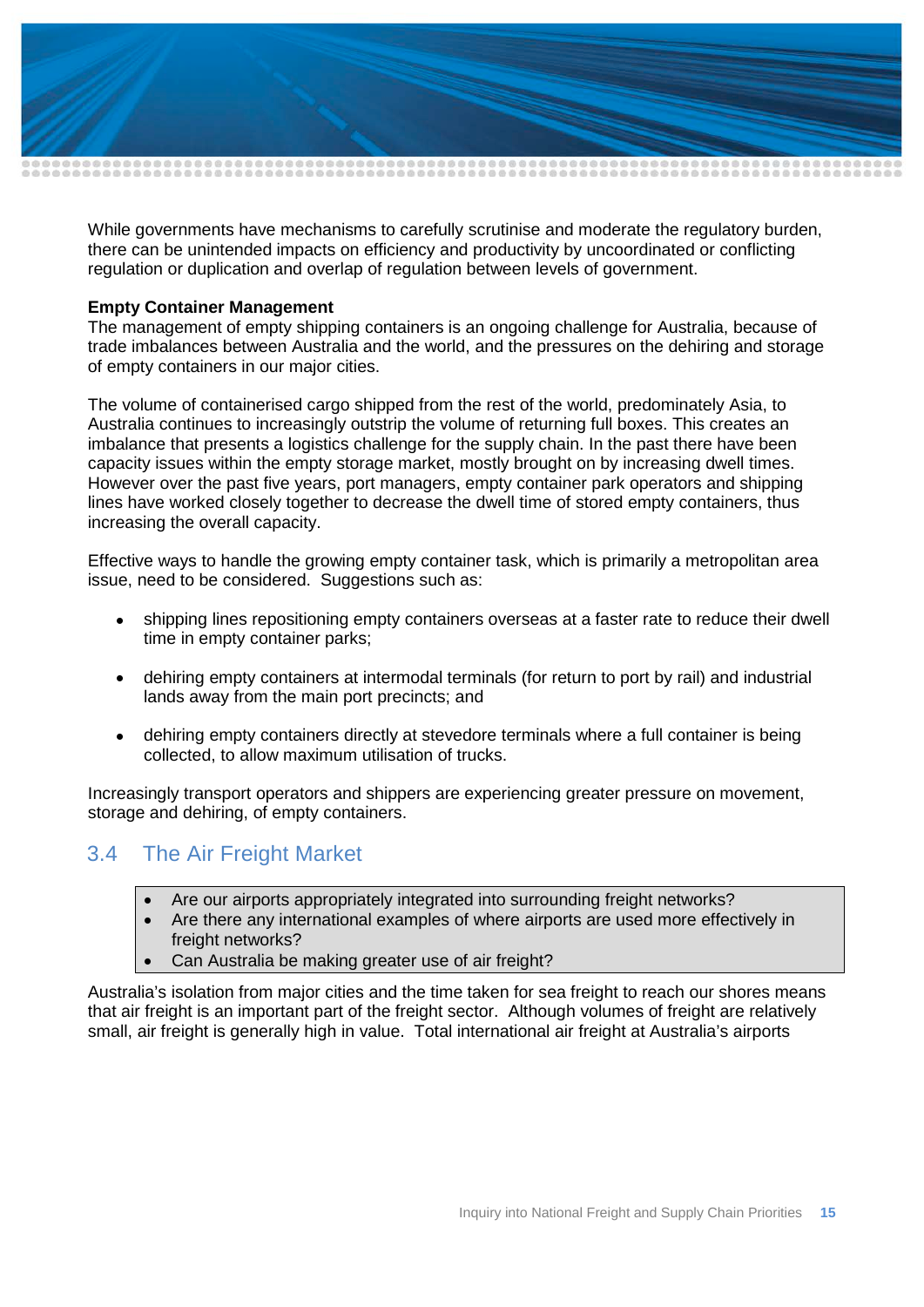While governments have mechanisms to carefully scrutinise and moderate the regulatory burden, there can be unintended impacts on efficiency and productivity by uncoordinated or conflicting regulation or duplication and overlap of regulation between levels of government.

**Empty Container Management**

The management of empty shipping containers is an ongoing challenge for Australia, because of trade imbalances between Australia and the world, and the pressures on the dehiring and storage of empty containers in our major cities.

The volume of containerised cargo shipped from the rest of the world, predominately Asia, to Australia continues to increasingly outstrip the volume of returning full boxes. This creates an imbalance that presents a logistics challenge for the supply chain. In the past there have been capacity issues within the empty storage market, mostly brought on by increasing dwell times. However over the past five years, port managers, empty container park operators and shipping lines have worked closely together to decrease the dwell time of stored empty containers, thus increasing the overall capacity.

Effective ways to handle the growing empty container task, which is primarily a metropolitan area issue, need to be considered. Suggestions such as:

- shipping lines repositioning empty containers overseas at a faster rate to reduce their dwell time in empty container parks;
- dehiring empty containers at intermodal terminals (for return to port by rail) and industrial lands away from the main port precincts; and
- dehiring empty containers directly at stevedore terminals where a full container is being collected, to allow maximum utilisation of trucks.

Increasingly transport operators and shippers are experiencing greater pressure on movement, storage and dehiring, of empty containers.

## 3.4 The Air Freight Market

- Are our airports appropriately integrated into surrounding freight networks?
- Are there any international examples of where airports are used more effectively in freight networks?
- Can Australia be making greater use of air freight?

Australia's isolation from major cities and the time taken for sea freight to reach our shores means that air freight is an important part of the freight sector. Although volumes of freight are relatively small, air freight is generally high in value. Total international air freight at Australia's airports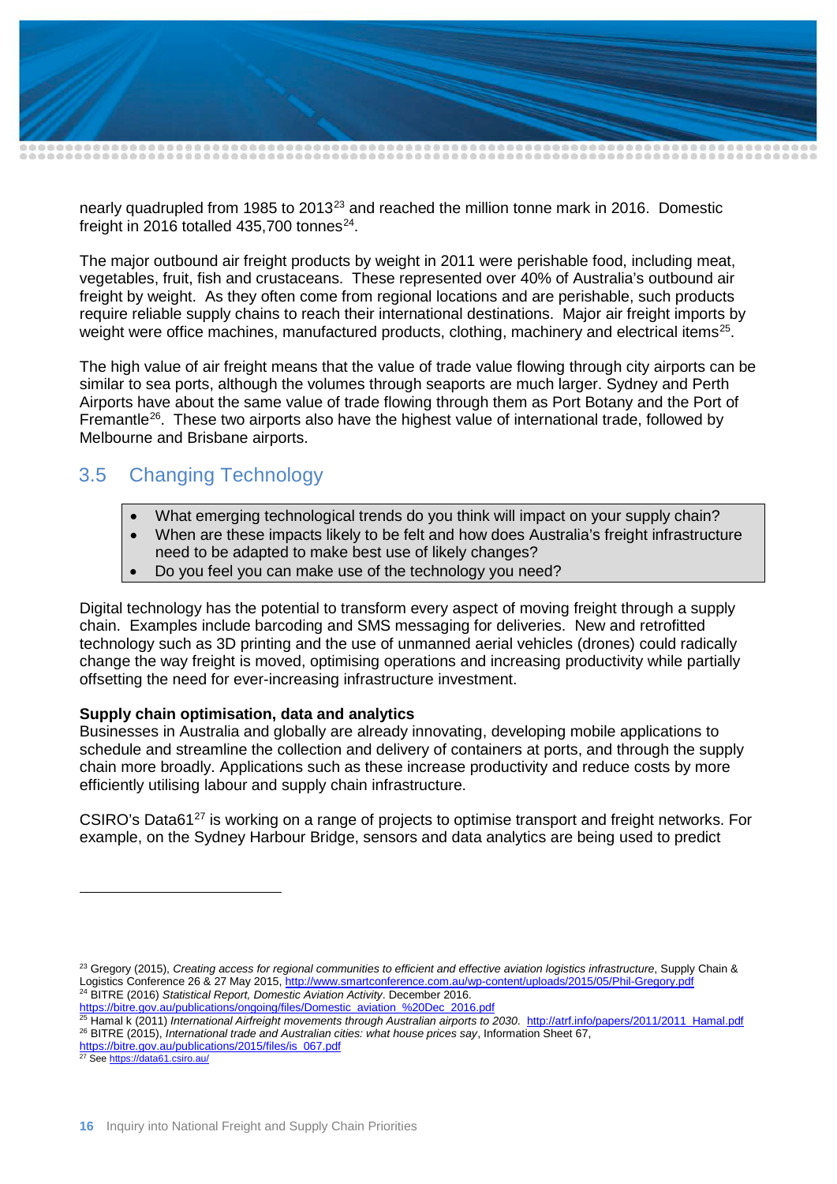nearly quadrupled from 1985 to 2013[23] and reached the million tonne mark in 2016. Domestic freight in 2016 totalled 435,700 tonnes[24].

The major outbound air freight products by weight in 2011 were perishable food, including meat, vegetables, fruit, fish and crustaceans. These represented over 40% of Australia's outbound air freight by weight. As they often come from regional locations and are perishable, such products require reliable supply chains to reach their international destinations. Major air freight imports by weight were office machines, manufactured products, clothing, machinery and electrical items[25].

The high value of air freight means that the value of trade value flowing through city airports can be similar to sea ports, although the volumes through seaports are much larger. Sydney and Perth Airports have about the same value of trade flowing through them as Port Botany and the Port of Fremantle[26]. These two airports also have the highest value of international trade, followed by Melbourne and Brisbane airports.

## 3.5 Changing Technology

- What emerging technological trends do you think will impact on your supply chain?
- When are these impacts likely to be felt and how does Australia's freight infrastructure need to be adapted to make best use of likely changes?
- Do you feel you can make use of the technology you need?

Digital technology has the potential to transform every aspect of moving freight through a supply chain. Examples include barcoding and SMS messaging for deliveries. New and retrofitted technology such as 3D printing and the use of unmanned aerial vehicles (drones) could radically change the way freight is moved, optimising operations and increasing productivity while partially offsetting the need for ever-increasing infrastructure investment.

**Supply chain optimisation, data and analytics**

Businesses in Australia and globally are already innovating, developing mobile applications to schedule and streamline the collection and delivery of containers at ports, and through the supply chain more broadly. Applications such as these increase productivity and reduce costs by more efficiently utilising labour and supply chain infrastructure.

CSIRO's Data61[27] is working on a range of projects to optimise transport and freight networks. For example, on the Sydney Harbour Bridge, sensors and data analytics are being used to predict

---

[23] Gregory (2015), *Creating access for regional communities to efficient and effective aviation logistics infrastructure*, Supply Chain & Logistics Conference 26 & 27 May 2015, http://www.smartconference.com.au/wp-content/uploads/2015/05/Phil-Gregory.pdf

[24] BITRE (2016) *Statistical Report, Domestic Aviation Activity*. December 2016. https://bitre.gov.au/publications/ongoing/files/Domestic_aviation_%20Dec_2016.pdf

[25] Hamal k (2011) *International Airfreight movements through Australian airports to 2030*. http://atrf.info/papers/2011/2011_Hamal.pdf

[26] BITRE (2015), *International trade and Australian cities: what house prices say*, Information Sheet 67, https://bitre.gov.au/publications/2015/files/is_067.pdf

[27] See https://data61.csiro.au/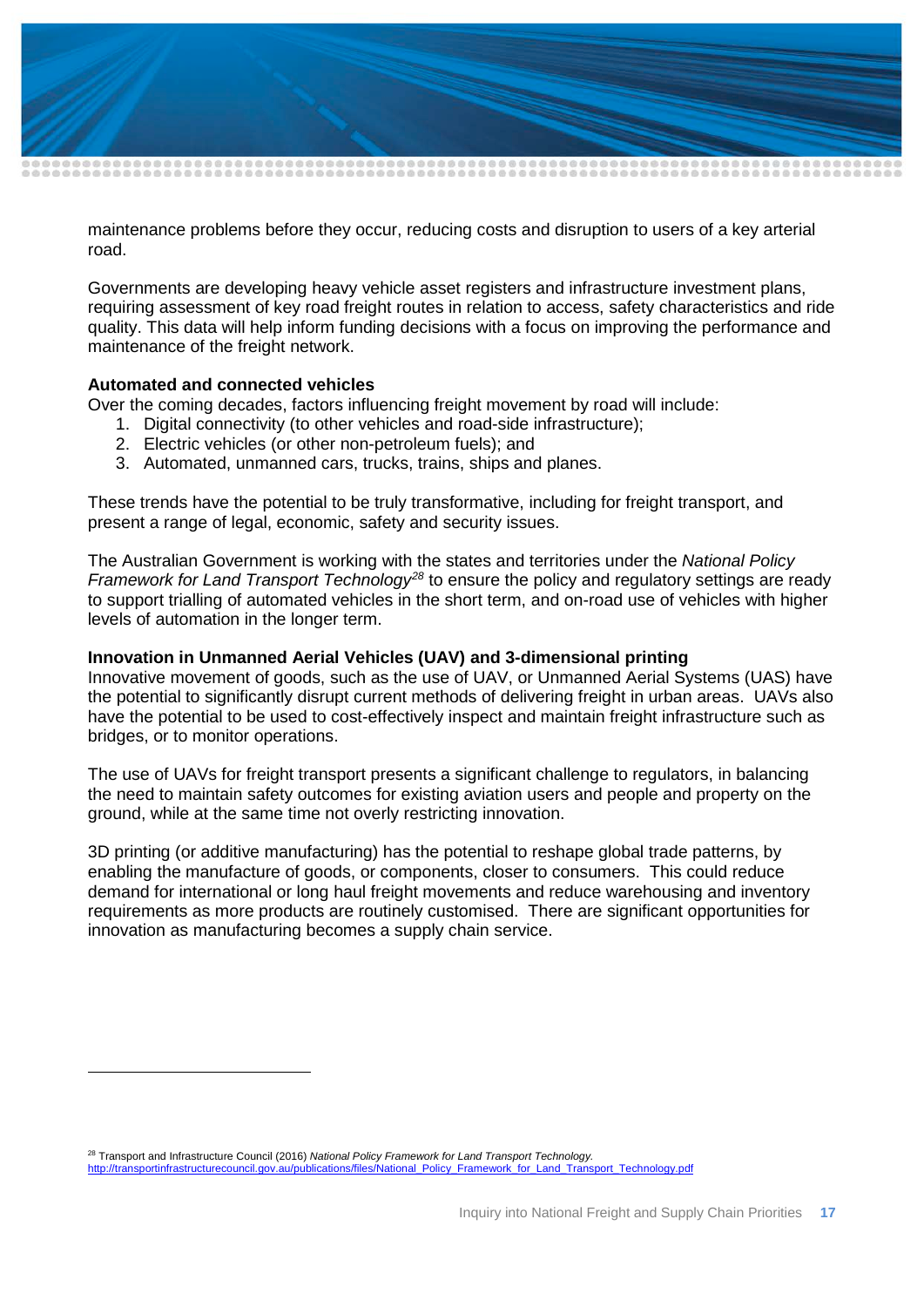maintenance problems before they occur, reducing costs and disruption to users of a key arterial road.

Governments are developing heavy vehicle asset registers and infrastructure investment plans, requiring assessment of key road freight routes in relation to access, safety characteristics and ride quality. This data will help inform funding decisions with a focus on improving the performance and maintenance of the freight network.

**Automated and connected vehicles**

Over the coming decades, factors influencing freight movement by road will include:

1. Digital connectivity (to other vehicles and road-side infrastructure);
2. Electric vehicles (or other non-petroleum fuels); and
3. Automated, unmanned cars, trucks, trains, ships and planes.

These trends have the potential to be truly transformative, including for freight transport, and present a range of legal, economic, safety and security issues.

The Australian Government is working with the states and territories under the *National Policy Framework for Land Transport Technology*[28] to ensure the policy and regulatory settings are ready to support trialling of automated vehicles in the short term, and on-road use of vehicles with higher levels of automation in the longer term.

**Innovation in Unmanned Aerial Vehicles (UAV) and 3-dimensional printing**

Innovative movement of goods, such as the use of UAV, or Unmanned Aerial Systems (UAS) have the potential to significantly disrupt current methods of delivering freight in urban areas. UAVs also have the potential to be used to cost-effectively inspect and maintain freight infrastructure such as bridges, or to monitor operations.

The use of UAVs for freight transport presents a significant challenge to regulators, in balancing the need to maintain safety outcomes for existing aviation users and people and property on the ground, while at the same time not overly restricting innovation.

3D printing (or additive manufacturing) has the potential to reshape global trade patterns, by enabling the manufacture of goods, or components, closer to consumers. This could reduce demand for international or long haul freight movements and reduce warehousing and inventory requirements as more products are routinely customised. There are significant opportunities for innovation as manufacturing becomes a supply chain service.

---

[28] Transport and Infrastructure Council (2016) *National Policy Framework for Land Transport Technology.* http://transportinfrastructurecouncil.gov.au/publications/files/National_Policy_Framework_for_Land_Transport_Technology.pdf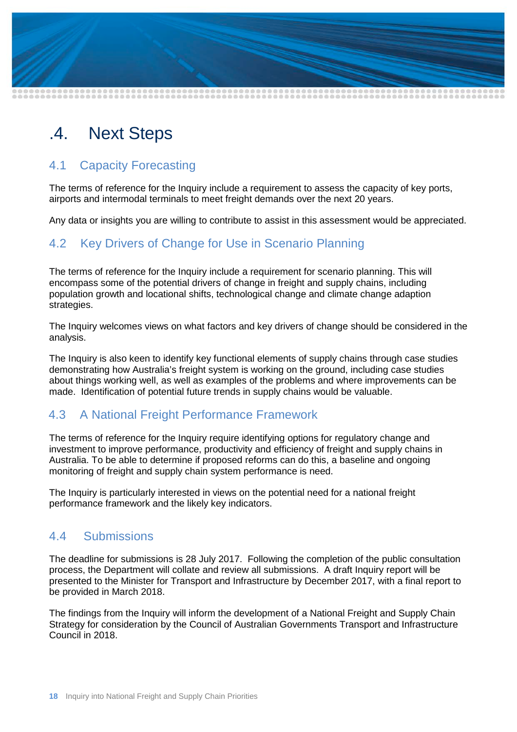# .4. Next Steps

## 4.1 Capacity Forecasting

The terms of reference for the Inquiry include a requirement to assess the capacity of key ports, airports and intermodal terminals to meet freight demands over the next 20 years.

Any data or insights you are willing to contribute to assist in this assessment would be appreciated.

## 4.2 Key Drivers of Change for Use in Scenario Planning

The terms of reference for the Inquiry include a requirement for scenario planning. This will encompass some of the potential drivers of change in freight and supply chains, including population growth and locational shifts, technological change and climate change adaption strategies.

The Inquiry welcomes views on what factors and key drivers of change should be considered in the analysis.

The Inquiry is also keen to identify key functional elements of supply chains through case studies demonstrating how Australia's freight system is working on the ground, including case studies about things working well, as well as examples of the problems and where improvements can be made. Identification of potential future trends in supply chains would be valuable.

## 4.3 A National Freight Performance Framework

The terms of reference for the Inquiry require identifying options for regulatory change and investment to improve performance, productivity and efficiency of freight and supply chains in Australia. To be able to determine if proposed reforms can do this, a baseline and ongoing monitoring of freight and supply chain system performance is need.

The Inquiry is particularly interested in views on the potential need for a national freight performance framework and the likely key indicators.

## 4.4 Submissions

The deadline for submissions is 28 July 2017. Following the completion of the public consultation process, the Department will collate and review all submissions. A draft Inquiry report will be presented to the Minister for Transport and Infrastructure by December 2017, with a final report to be provided in March 2018.

The findings from the Inquiry will inform the development of a National Freight and Supply Chain Strategy for consideration by the Council of Australian Governments Transport and Infrastructure Council in 2018.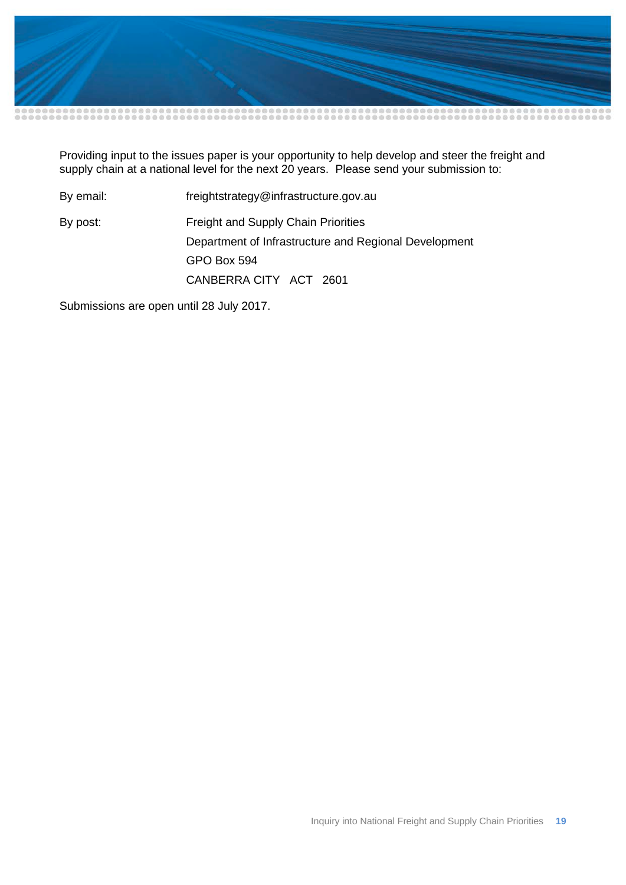Providing input to the issues paper is your opportunity to help develop and steer the freight and supply chain at a national level for the next 20 years. Please send your submission to:

| | |
|---|---|
| By email: | freightstrategy@infrastructure.gov.au |
| By post: | Freight and Supply Chain Priorities<br>Department of Infrastructure and Regional Development<br>GPO Box 594<br>CANBERRA CITY ACT 2601 |

Submissions are open until 28 July 2017.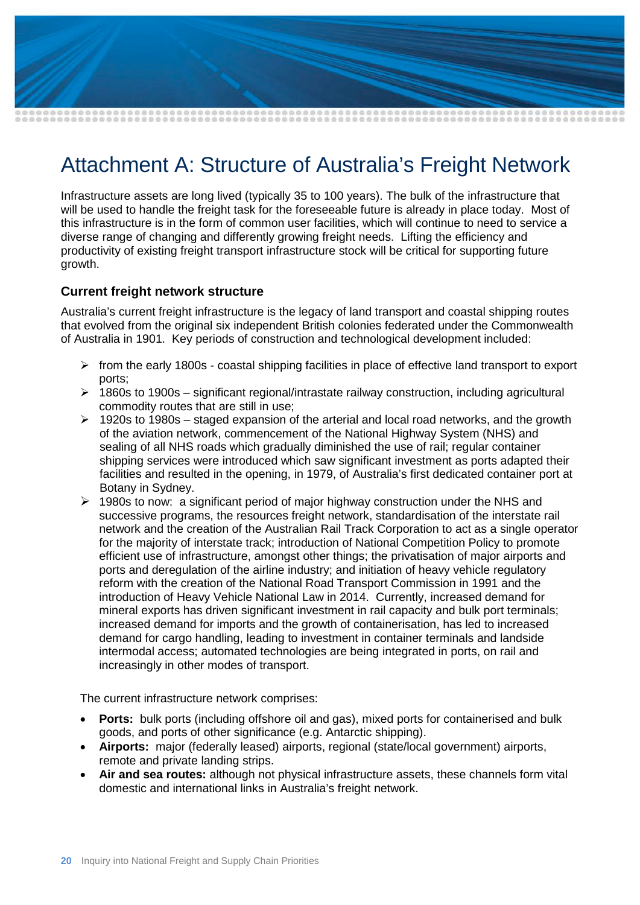# Attachment A: Structure of Australia's Freight Network

Infrastructure assets are long lived (typically 35 to 100 years). The bulk of the infrastructure that will be used to handle the freight task for the foreseeable future is already in place today. Most of this infrastructure is in the form of common user facilities, which will continue to need to service a diverse range of changing and differently growing freight needs. Lifting the efficiency and productivity of existing freight transport infrastructure stock will be critical for supporting future growth.

### Current freight network structure

Australia's current freight infrastructure is the legacy of land transport and coastal shipping routes that evolved from the original six independent British colonies federated under the Commonwealth of Australia in 1901. Key periods of construction and technological development included:

- from the early 1800s - coastal shipping facilities in place of effective land transport to export ports;
- 1860s to 1900s – significant regional/intrastate railway construction, including agricultural commodity routes that are still in use;
- 1920s to 1980s – staged expansion of the arterial and local road networks, and the growth of the aviation network, commencement of the National Highway System (NHS) and sealing of all NHS roads which gradually diminished the use of rail; regular container shipping services were introduced which saw significant investment as ports adapted their facilities and resulted in the opening, in 1979, of Australia's first dedicated container port at Botany in Sydney.
- 1980s to now: a significant period of major highway construction under the NHS and successive programs, the resources freight network, standardisation of the interstate rail network and the creation of the Australian Rail Track Corporation to act as a single operator for the majority of interstate track; introduction of National Competition Policy to promote efficient use of infrastructure, amongst other things; the privatisation of major airports and ports and deregulation of the airline industry; and initiation of heavy vehicle regulatory reform with the creation of the National Road Transport Commission in 1991 and the introduction of Heavy Vehicle National Law in 2014. Currently, increased demand for mineral exports has driven significant investment in rail capacity and bulk port terminals; increased demand for imports and the growth of containerisation, has led to increased demand for cargo handling, leading to investment in container terminals and landside intermodal access; automated technologies are being integrated in ports, on rail and increasingly in other modes of transport.

The current infrastructure network comprises:

- **Ports:** bulk ports (including offshore oil and gas), mixed ports for containerised and bulk goods, and ports of other significance (e.g. Antarctic shipping).
- **Airports:** major (federally leased) airports, regional (state/local government) airports, remote and private landing strips.
- **Air and sea routes:** although not physical infrastructure assets, these channels form vital domestic and international links in Australia's freight network.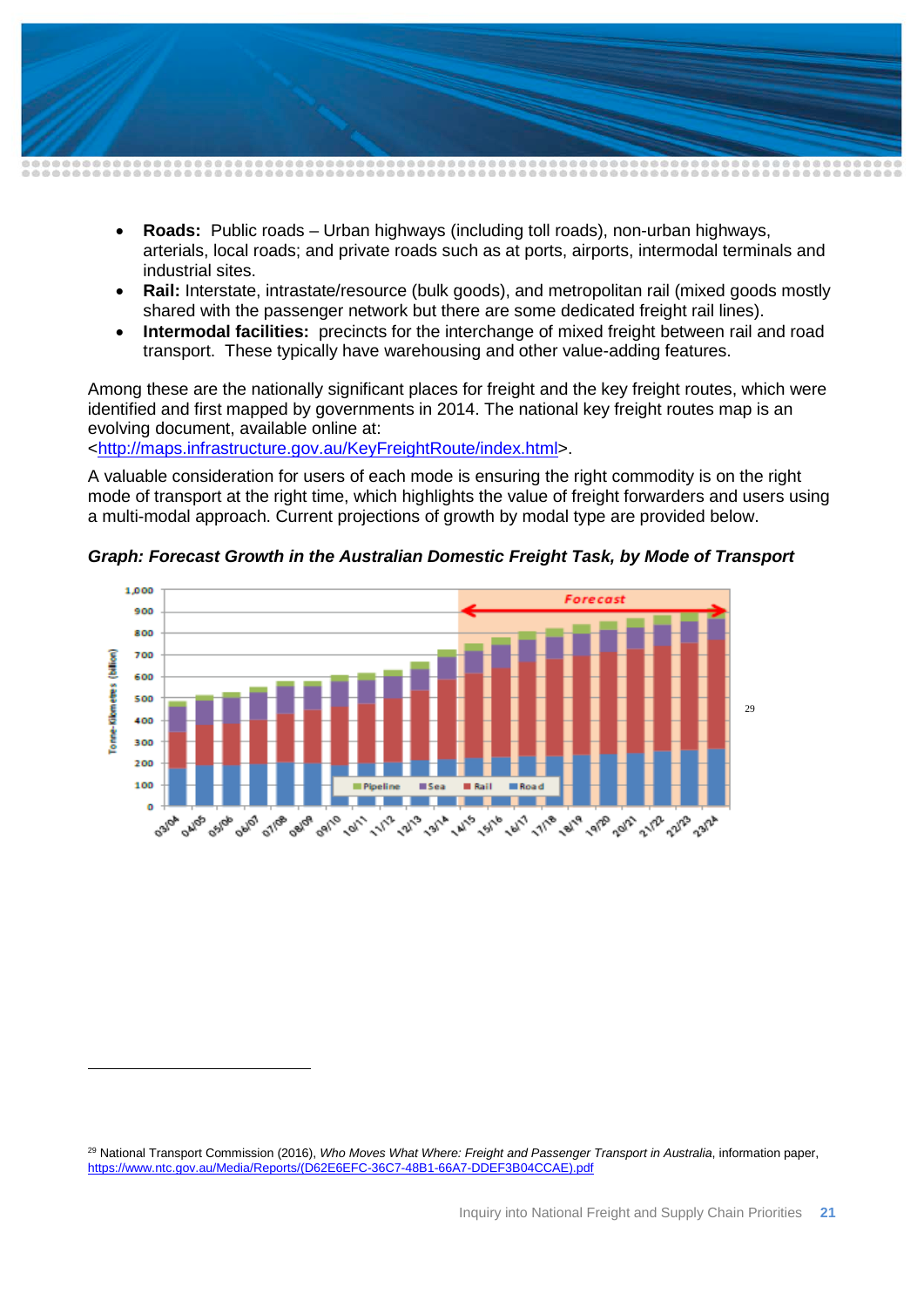- **Roads:** Public roads – Urban highways (including toll roads), non-urban highways, arterials, local roads; and private roads such as at ports, airports, intermodal terminals and industrial sites.
- **Rail:** Interstate, intrastate/resource (bulk goods), and metropolitan rail (mixed goods mostly shared with the passenger network but there are some dedicated freight rail lines).
- **Intermodal facilities:** precincts for the interchange of mixed freight between rail and road transport. These typically have warehousing and other value-adding features.

Among these are the nationally significant places for freight and the key freight routes, which were identified and first mapped by governments in 2014. The national key freight routes map is an evolving document, available online at: <http://maps.infrastructure.gov.au/KeyFreightRoute/index.html>.

A valuable consideration for users of each mode is ensuring the right commodity is on the right mode of transport at the right time, which highlights the value of freight forwarders and users using a multi-modal approach. Current projections of growth by modal type are provided below.

***Graph: Forecast Growth in the Australian Domestic Freight Task, by Mode of Transport***

[29]

[29] National Transport Commission (2016), *Who Moves What Where: Freight and Passenger Transport in Australia*, information paper, https://www.ntc.gov.au/Media/Reports/(D62E6EFC-36C7-48B1-66A7-DDEF3B04CCAE).pdf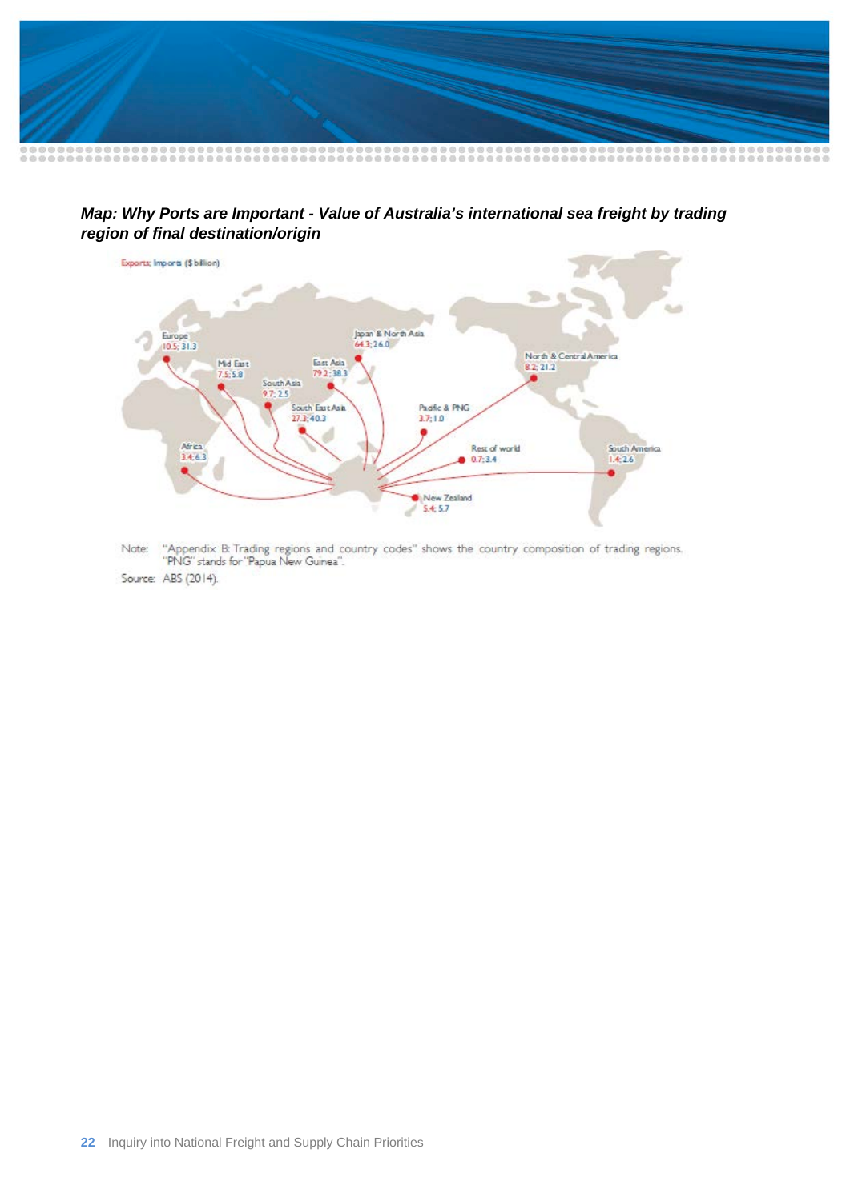***Map: Why Ports are Important - Value of Australia's international sea freight by trading region of final destination/origin***

Exports; Imports ($ billion)

| Region | Exports; Imports |
|---|---|
| Europe | 10.5; 31.3 |
| Mid East | 7.5; 5.8 |
| South Asia | 9.7; 2.5 |
| East Asia | 79.2; 38.3 |
| Japan & North Asia | 64.3; 26.0 |
| South East Asia | 27.3; 40.3 |
| Pacific & PNG | 3.7; 1.0 |
| North & Central America | 8.2; 21.2 |
| Africa | 3.4; 6.3 |
| Rest of world | 0.7; 3.4 |
| South America | 1.4; 2.6 |
| New Zealand | 5.4; 5.7 |

Note: "Appendix B: Trading regions and country codes" shows the country composition of trading regions. "PNG" stands for "Papua New Guinea".

Source: ABS (2014).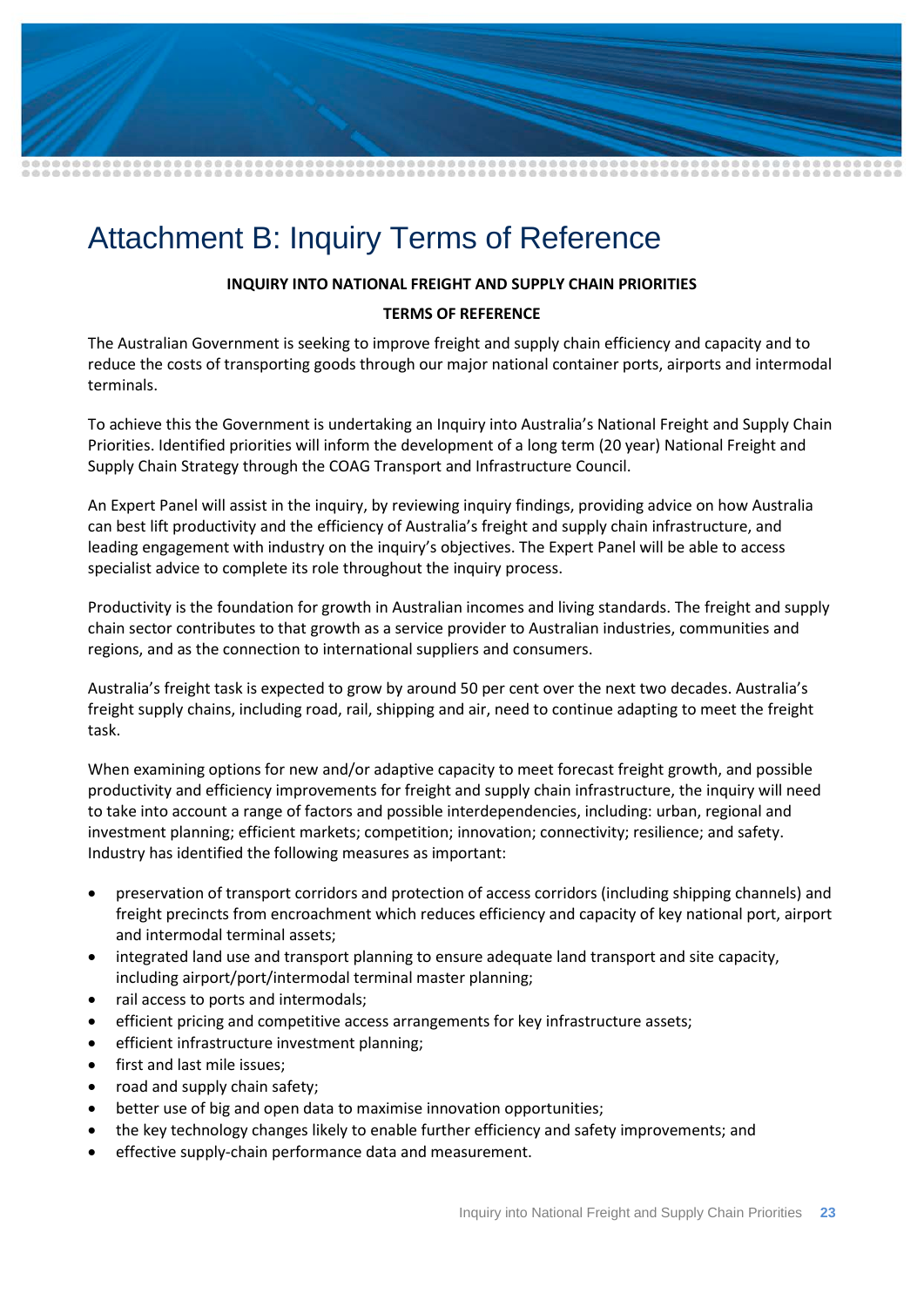# Attachment B: Inquiry Terms of Reference

**INQUIRY INTO NATIONAL FREIGHT AND SUPPLY CHAIN PRIORITIES**

**TERMS OF REFERENCE**

The Australian Government is seeking to improve freight and supply chain efficiency and capacity and to reduce the costs of transporting goods through our major national container ports, airports and intermodal terminals.

To achieve this the Government is undertaking an Inquiry into Australia's National Freight and Supply Chain Priorities. Identified priorities will inform the development of a long term (20 year) National Freight and Supply Chain Strategy through the COAG Transport and Infrastructure Council.

An Expert Panel will assist in the inquiry, by reviewing inquiry findings, providing advice on how Australia can best lift productivity and the efficiency of Australia's freight and supply chain infrastructure, and leading engagement with industry on the inquiry's objectives. The Expert Panel will be able to access specialist advice to complete its role throughout the inquiry process.

Productivity is the foundation for growth in Australian incomes and living standards. The freight and supply chain sector contributes to that growth as a service provider to Australian industries, communities and regions, and as the connection to international suppliers and consumers.

Australia's freight task is expected to grow by around 50 per cent over the next two decades. Australia's freight supply chains, including road, rail, shipping and air, need to continue adapting to meet the freight task.

When examining options for new and/or adaptive capacity to meet forecast freight growth, and possible productivity and efficiency improvements for freight and supply chain infrastructure, the inquiry will need to take into account a range of factors and possible interdependencies, including: urban, regional and investment planning; efficient markets; competition; innovation; connectivity; resilience; and safety. Industry has identified the following measures as important:

- preservation of transport corridors and protection of access corridors (including shipping channels) and freight precincts from encroachment which reduces efficiency and capacity of key national port, airport and intermodal terminal assets;
- integrated land use and transport planning to ensure adequate land transport and site capacity, including airport/port/intermodal terminal master planning;
- rail access to ports and intermodals;
- efficient pricing and competitive access arrangements for key infrastructure assets;
- efficient infrastructure investment planning;
- first and last mile issues;
- road and supply chain safety;
- better use of big and open data to maximise innovation opportunities;
- the key technology changes likely to enable further efficiency and safety improvements; and
- effective supply-chain performance data and measurement.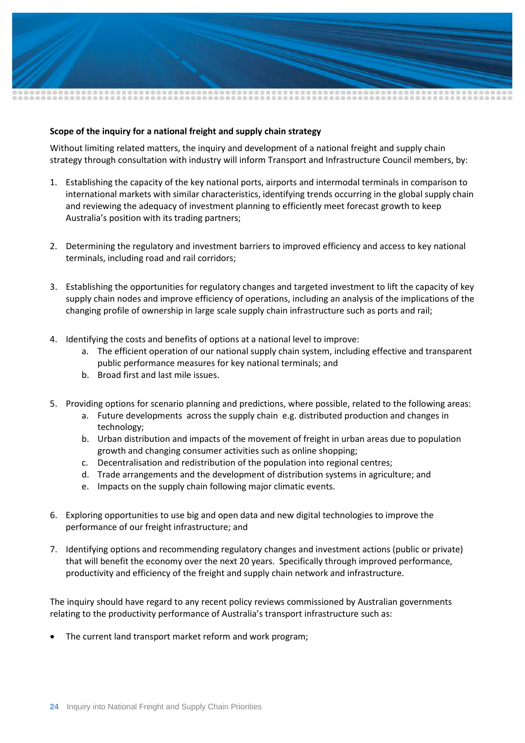**Scope of the inquiry for a national freight and supply chain strategy**

Without limiting related matters, the inquiry and development of a national freight and supply chain strategy through consultation with industry will inform Transport and Infrastructure Council members, by:

1. Establishing the capacity of the key national ports, airports and intermodal terminals in comparison to international markets with similar characteristics, identifying trends occurring in the global supply chain and reviewing the adequacy of investment planning to efficiently meet forecast growth to keep Australia's position with its trading partners;

2. Determining the regulatory and investment barriers to improved efficiency and access to key national terminals, including road and rail corridors;

3. Establishing the opportunities for regulatory changes and targeted investment to lift the capacity of key supply chain nodes and improve efficiency of operations, including an analysis of the implications of the changing profile of ownership in large scale supply chain infrastructure such as ports and rail;

4. Identifying the costs and benefits of options at a national level to improve:
   a. The efficient operation of our national supply chain system, including effective and transparent public performance measures for key national terminals; and
   b. Broad first and last mile issues.

5. Providing options for scenario planning and predictions, where possible, related to the following areas:
   a. Future developments across the supply chain e.g. distributed production and changes in technology;
   b. Urban distribution and impacts of the movement of freight in urban areas due to population growth and changing consumer activities such as online shopping;
   c. Decentralisation and redistribution of the population into regional centres;
   d. Trade arrangements and the development of distribution systems in agriculture; and
   e. Impacts on the supply chain following major climatic events.

6. Exploring opportunities to use big and open data and new digital technologies to improve the performance of our freight infrastructure; and

7. Identifying options and recommending regulatory changes and investment actions (public or private) that will benefit the economy over the next 20 years. Specifically through improved performance, productivity and efficiency of the freight and supply chain network and infrastructure.

The inquiry should have regard to any recent policy reviews commissioned by Australian governments relating to the productivity performance of Australia's transport infrastructure such as:

- The current land transport market reform and work program;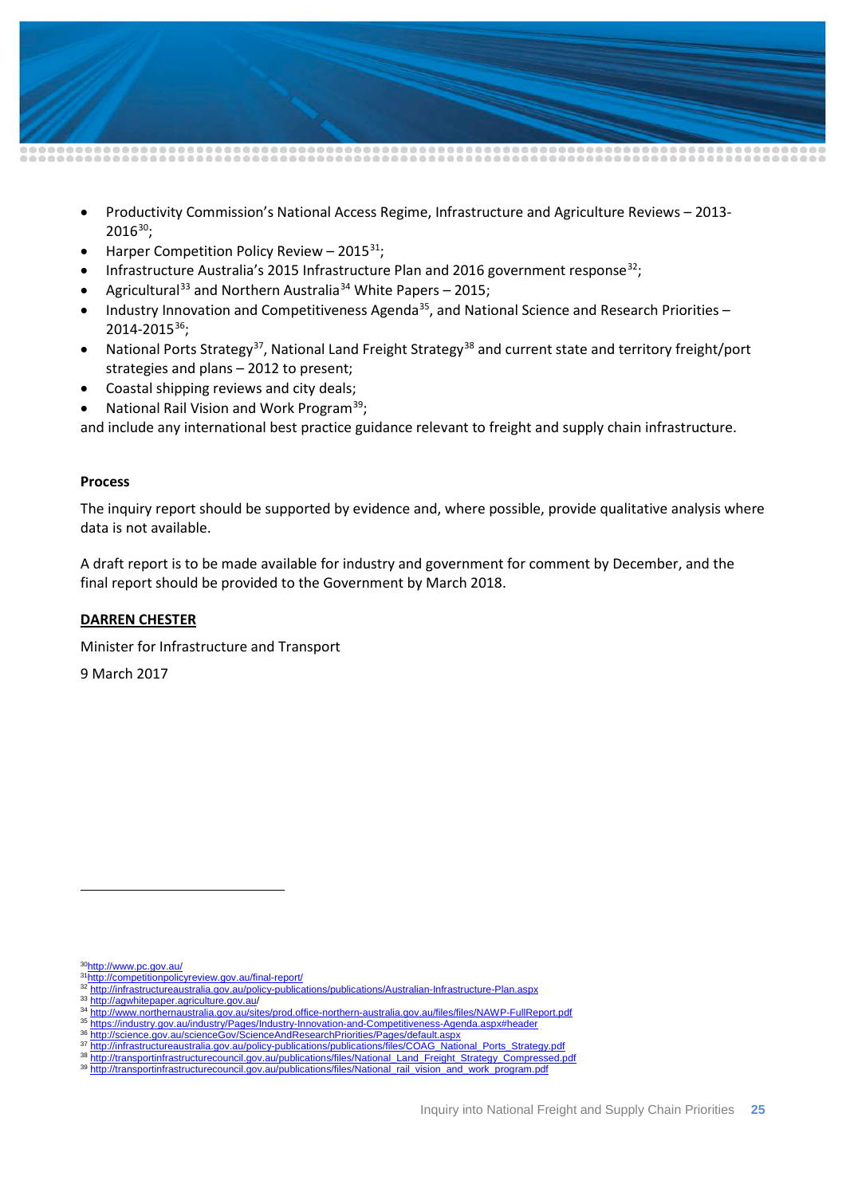- Productivity Commission's National Access Regime, Infrastructure and Agriculture Reviews – 2013-2016[30];
- Harper Competition Policy Review – 2015[31];
- Infrastructure Australia's 2015 Infrastructure Plan and 2016 government response[32];
- Agricultural[33] and Northern Australia[34] White Papers – 2015;
- Industry Innovation and Competitiveness Agenda[35], and National Science and Research Priorities – 2014-2015[36];
- National Ports Strategy[37], National Land Freight Strategy[38] and current state and territory freight/port strategies and plans – 2012 to present;
- Coastal shipping reviews and city deals;
- National Rail Vision and Work Program[39];

and include any international best practice guidance relevant to freight and supply chain infrastructure.

**Process**

The inquiry report should be supported by evidence and, where possible, provide qualitative analysis where data is not available.

A draft report is to be made available for industry and government for comment by December, and the final report should be provided to the Government by March 2018.

**DARREN CHESTER**

Minister for Infrastructure and Transport

9 March 2017

---

[30] http://www.pc.gov.au/
[31] http://competitionpolicyreview.gov.au/final-report/
[32] http://infrastructureaustralia.gov.au/policy-publications/publications/Australian-Infrastructure-Plan.aspx
[33] http://agwhitepaper.agriculture.gov.au/
[34] http://www.northernaustralia.gov.au/sites/prod.office-northern-australia.gov.au/files/files/NAWP-FullReport.pdf
[35] https://industry.gov.au/industry/Pages/Industry-Innovation-and-Competitiveness-Agenda.aspx#header
[36] http://science.gov.au/scienceGov/ScienceAndResearchPriorities/Pages/default.aspx
[37] http://infrastructureaustralia.gov.au/policy-publications/publications/files/COAG_National_Ports_Strategy.pdf
[38] http://transportinfrastructurecouncil.gov.au/publications/files/National_Land_Freight_Strategy_Compressed.pdf
[39] http://transportinfrastructurecouncil.gov.au/publications/files/National_rail_vision_and_work_program.pdf